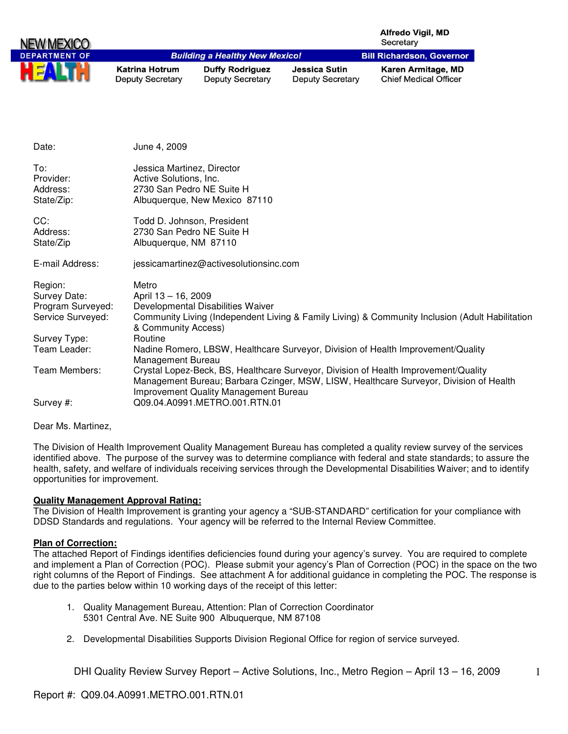**NEW MEXICO DEPARTMENT OF HEALTH**

*Building a Healthy New Mexico!*

**Alfredo Vigil, MD**
Secretary

**Bill Richardson, Governor**

| **Katrina Hotrum** | **Duffy Rodriguez** | **Jessica Sutin** | **Karen Armitage, MD** |
| --- | --- | --- | --- |
| Deputy Secretary | Deputy Secretary | Deputy Secretary | Chief Medical Officer |

| | |
| --- | --- |
| Date: | June 4, 2009 |
| To: | Jessica Martinez, Director |
| Provider: | Active Solutions, Inc. |
| Address: | 2730 San Pedro NE Suite H |
| State/Zip: | Albuquerque, New Mexico 87110 |
| CC: | Todd D. Johnson, President |
| Address: | 2730 San Pedro NE Suite H |
| State/Zip | Albuquerque, NM 87110 |
| E-mail Address: | jessicamartinez@activesolutionsinc.com |
| Region: | Metro |
| Survey Date: | April 13 – 16, 2009 |
| Program Surveyed: | Developmental Disabilities Waiver |
| Service Surveyed: | Community Living (Independent Living & Family Living) & Community Inclusion (Adult Habilitation & Community Access) |
| Survey Type: | Routine |
| Team Leader: | Nadine Romero, LBSW, Healthcare Surveyor, Division of Health Improvement/Quality Management Bureau |
| Team Members: | Crystal Lopez-Beck, BS, Healthcare Surveyor, Division of Health Improvement/Quality Management Bureau; Barbara Czinger, MSW, LISW, Healthcare Surveyor, Division of Health Improvement Quality Management Bureau |
| Survey #: | Q09.04.A0991.METRO.001.RTN.01 |

Dear Ms. Martinez,

The Division of Health Improvement Quality Management Bureau has completed a quality review survey of the services identified above. The purpose of the survey was to determine compliance with federal and state standards; to assure the health, safety, and welfare of individuals receiving services through the Developmental Disabilities Waiver; and to identify opportunities for improvement.

**Quality Management Approval Rating:**

The Division of Health Improvement is granting your agency a "SUB-STANDARD" certification for your compliance with DDSD Standards and regulations. Your agency will be referred to the Internal Review Committee.

**Plan of Correction:**

The attached Report of Findings identifies deficiencies found during your agency's survey. You are required to complete and implement a Plan of Correction (POC). Please submit your agency's Plan of Correction (POC) in the space on the two right columns of the Report of Findings. See attachment A for additional guidance in completing the POC. The response is due to the parties below within 10 working days of the receipt of this letter:

1. Quality Management Bureau, Attention: Plan of Correction Coordinator
   5301 Central Ave. NE Suite 900 Albuquerque, NM 87108

2. Developmental Disabilities Supports Division Regional Office for region of service surveyed.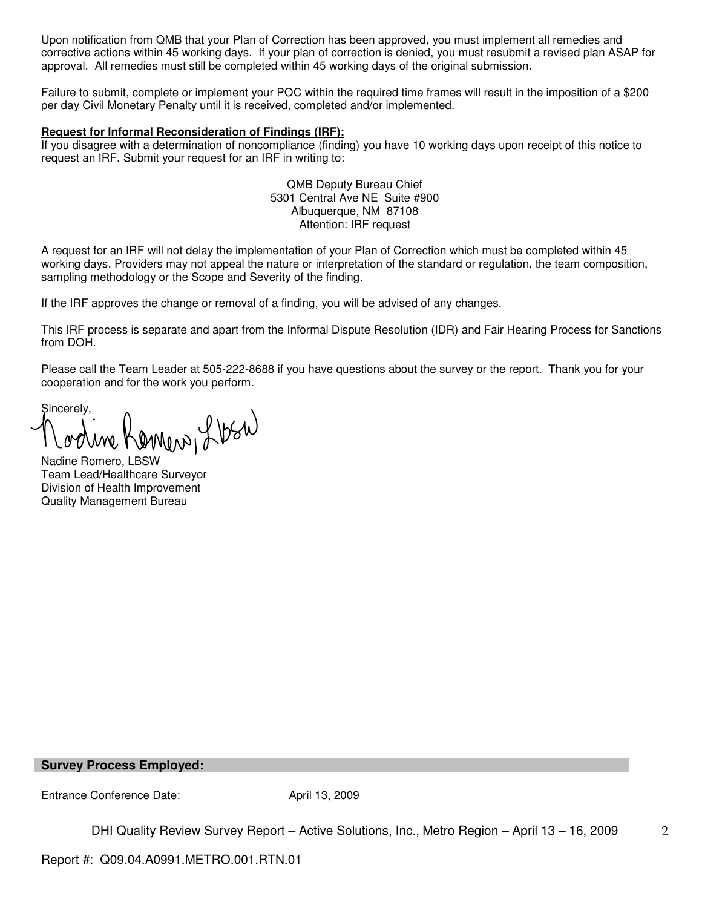Upon notification from QMB that your Plan of Correction has been approved, you must implement all remedies and corrective actions within 45 working days. If your plan of correction is denied, you must resubmit a revised plan ASAP for approval. All remedies must still be completed within 45 working days of the original submission.

Failure to submit, complete or implement your POC within the required time frames will result in the imposition of a $200 per day Civil Monetary Penalty until it is received, completed and/or implemented.

**Request for Informal Reconsideration of Findings (IRF):**
If you disagree with a determination of noncompliance (finding) you have 10 working days upon receipt of this notice to request an IRF. Submit your request for an IRF in writing to:

QMB Deputy Bureau Chief
5301 Central Ave NE Suite #900
Albuquerque, NM 87108
Attention: IRF request

A request for an IRF will not delay the implementation of your Plan of Correction which must be completed within 45 working days. Providers may not appeal the nature or interpretation of the standard or regulation, the team composition, sampling methodology or the Scope and Severity of the finding.

If the IRF approves the change or removal of a finding, you will be advised of any changes.

This IRF process is separate and apart from the Informal Dispute Resolution (IDR) and Fair Hearing Process for Sanctions from DOH.

Please call the Team Leader at 505-222-8688 if you have questions about the survey or the report. Thank you for your cooperation and for the work you perform.

Sincerely,

Nadine Romero, LBSW
Team Lead/Healthcare Surveyor
Division of Health Improvement
Quality Management Bureau

**Survey Process Employed:**

Entrance Conference Date: April 13, 2009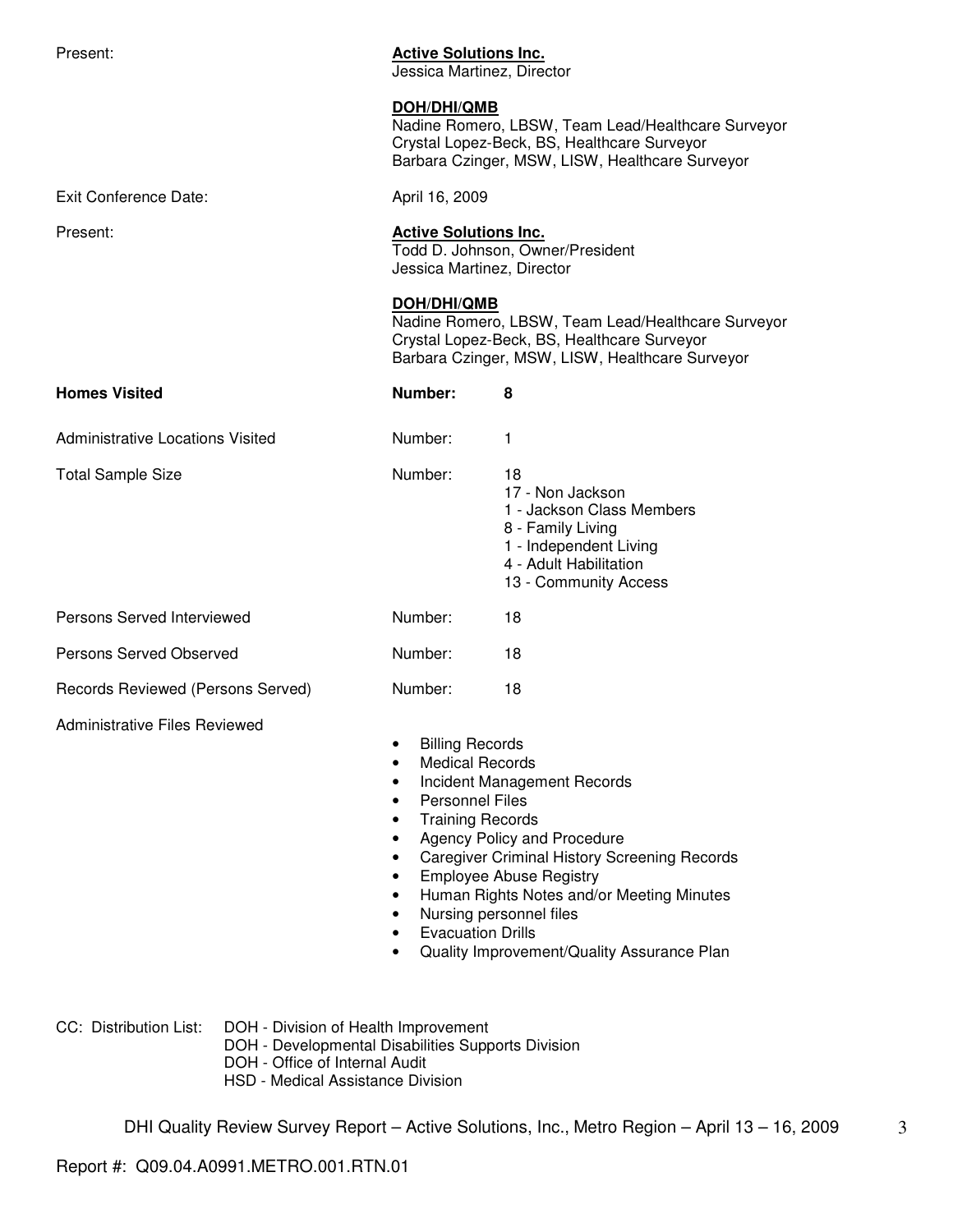Present: **Active Solutions Inc.**
Jessica Martinez, Director

**DOH/DHI/QMB**
Nadine Romero, LBSW, Team Lead/Healthcare Surveyor
Crystal Lopez-Beck, BS, Healthcare Surveyor
Barbara Czinger, MSW, LISW, Healthcare Surveyor

Exit Conference Date: April 16, 2009

Present: **Active Solutions Inc.**
Todd D. Johnson, Owner/President
Jessica Martinez, Director

**DOH/DHI/QMB**
Nadine Romero, LBSW, Team Lead/Healthcare Surveyor
Crystal Lopez-Beck, BS, Healthcare Surveyor
Barbara Czinger, MSW, LISW, Healthcare Surveyor

| | | |
|---|---|---|
| **Homes Visited** | **Number:** | **8** |
| Administrative Locations Visited | Number: | 1 |
| Total Sample Size | Number: | 18<br>17 - Non Jackson<br>1 - Jackson Class Members<br>8 - Family Living<br>1 - Independent Living<br>4 - Adult Habilitation<br>13 - Community Access |
| Persons Served Interviewed | Number: | 18 |
| Persons Served Observed | Number: | 18 |
| Records Reviewed (Persons Served) | Number: | 18 |

Administrative Files Reviewed

- Billing Records
- Medical Records
- Incident Management Records
- Personnel Files
- Training Records
- Agency Policy and Procedure
- Caregiver Criminal History Screening Records
- Employee Abuse Registry
- Human Rights Notes and/or Meeting Minutes
- Nursing personnel files
- Evacuation Drills
- Quality Improvement/Quality Assurance Plan

CC: Distribution List: DOH - Division of Health Improvement
DOH - Developmental Disabilities Supports Division
DOH - Office of Internal Audit
HSD - Medical Assistance Division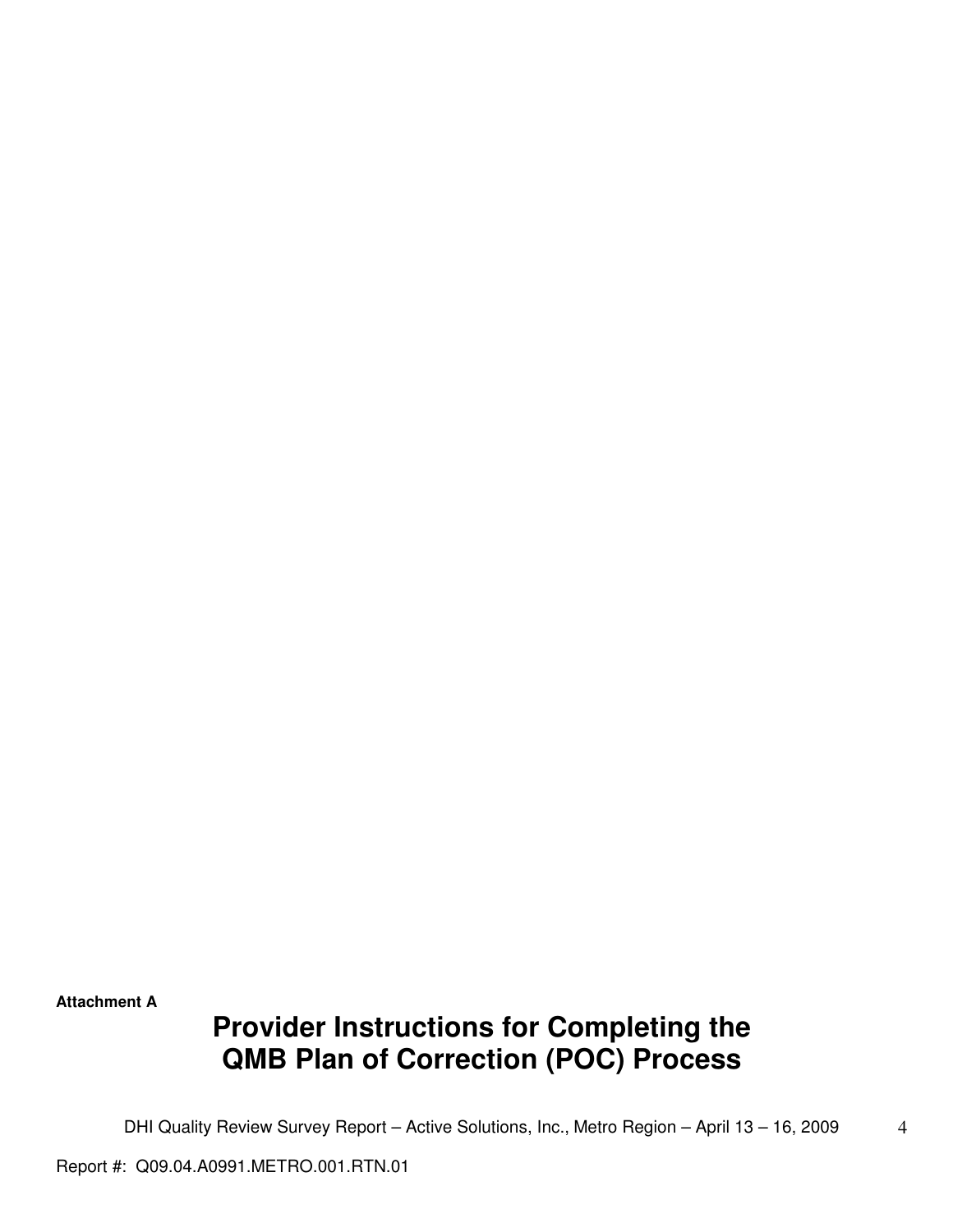**Attachment A**

# Provider Instructions for Completing the QMB Plan of Correction (POC) Process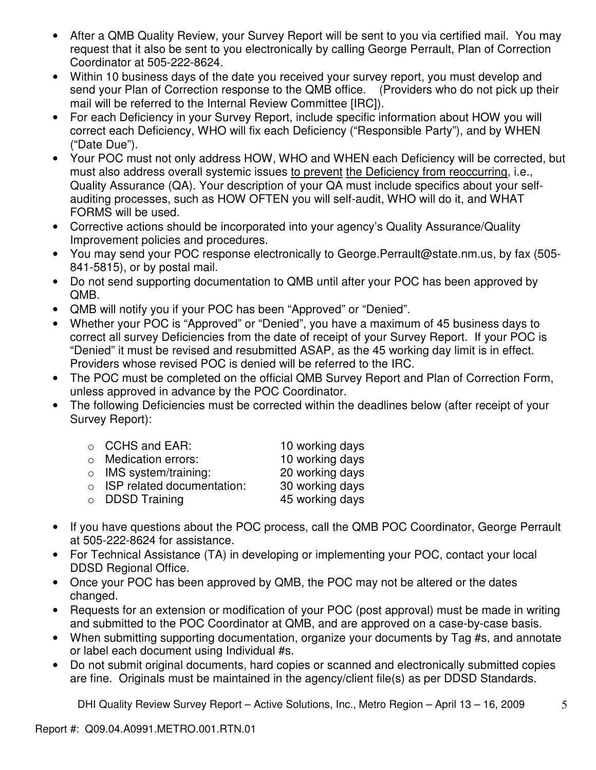- After a QMB Quality Review, your Survey Report will be sent to you via certified mail. You may request that it also be sent to you electronically by calling George Perrault, Plan of Correction Coordinator at 505-222-8624.
- Within 10 business days of the date you received your survey report, you must develop and send your Plan of Correction response to the QMB office. (Providers who do not pick up their mail will be referred to the Internal Review Committee [IRC]).
- For each Deficiency in your Survey Report, include specific information about HOW you will correct each Deficiency, WHO will fix each Deficiency ("Responsible Party"), and by WHEN ("Date Due").
- Your POC must not only address HOW, WHO and WHEN each Deficiency will be corrected, but must also address overall systemic issues <u>to prevent</u> <u>the Deficiency from reoccurring</u>, i.e., Quality Assurance (QA). Your description of your QA must include specifics about your self-auditing processes, such as HOW OFTEN you will self-audit, WHO will do it, and WHAT FORMS will be used.
- Corrective actions should be incorporated into your agency's Quality Assurance/Quality Improvement policies and procedures.
- You may send your POC response electronically to George.Perrault@state.nm.us, by fax (505-841-5815), or by postal mail.
- Do not send supporting documentation to QMB until after your POC has been approved by QMB.
- QMB will notify you if your POC has been "Approved" or "Denied".
- Whether your POC is "Approved" or "Denied", you have a maximum of 45 business days to correct all survey Deficiencies from the date of receipt of your Survey Report. If your POC is "Denied" it must be revised and resubmitted ASAP, as the 45 working day limit is in effect. Providers whose revised POC is denied will be referred to the IRC.
- The POC must be completed on the official QMB Survey Report and Plan of Correction Form, unless approved in advance by the POC Coordinator.
- The following Deficiencies must be corrected within the deadlines below (after receipt of your Survey Report):
  - CCHS and EAR: 10 working days
  - Medication errors: 10 working days
  - IMS system/training: 20 working days
  - ISP related documentation: 30 working days
  - DDSD Training 45 working days
- If you have questions about the POC process, call the QMB POC Coordinator, George Perrault at 505-222-8624 for assistance.
- For Technical Assistance (TA) in developing or implementing your POC, contact your local DDSD Regional Office.
- Once your POC has been approved by QMB, the POC may not be altered or the dates changed.
- Requests for an extension or modification of your POC (post approval) must be made in writing and submitted to the POC Coordinator at QMB, and are approved on a case-by-case basis.
- When submitting supporting documentation, organize your documents by Tag #s, and annotate or label each document using Individual #s.
- Do not submit original documents, hard copies or scanned and electronically submitted copies are fine. Originals must be maintained in the agency/client file(s) as per DDSD Standards.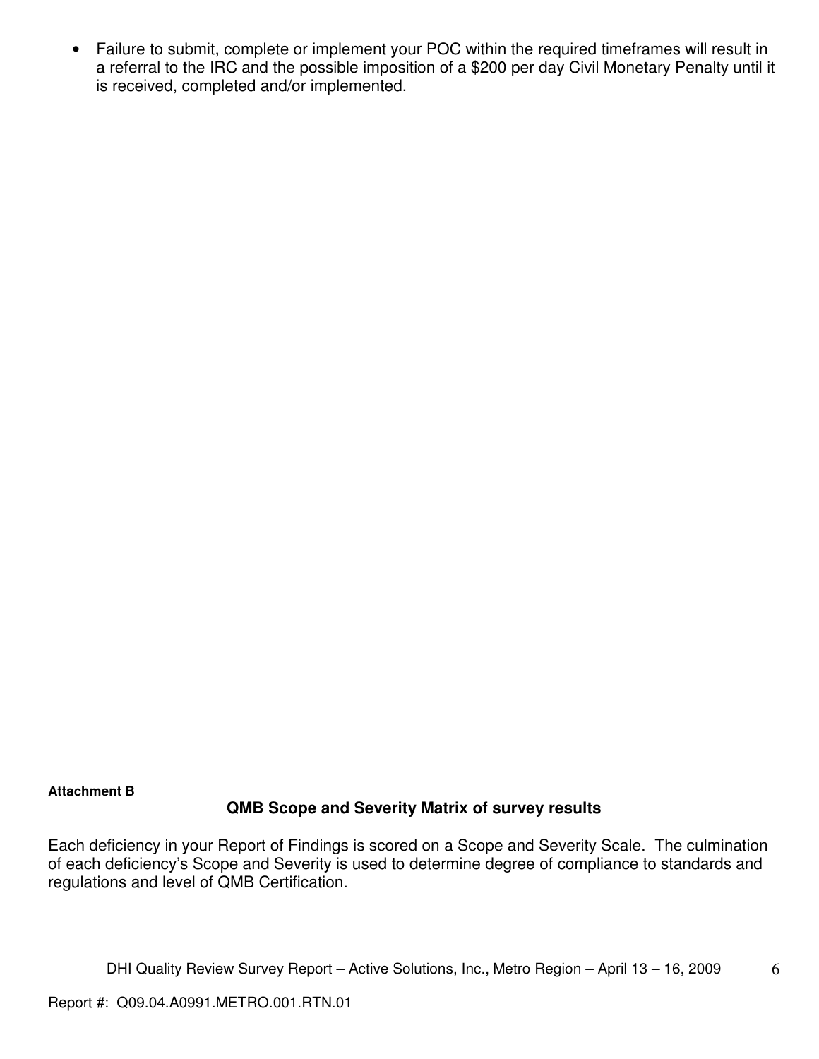- Failure to submit, complete or implement your POC within the required timeframes will result in a referral to the IRC and the possible imposition of a $200 per day Civil Monetary Penalty until it is received, completed and/or implemented.

**Attachment B**

### QMB Scope and Severity Matrix of survey results

Each deficiency in your Report of Findings is scored on a Scope and Severity Scale. The culmination of each deficiency's Scope and Severity is used to determine degree of compliance to standards and regulations and level of QMB Certification.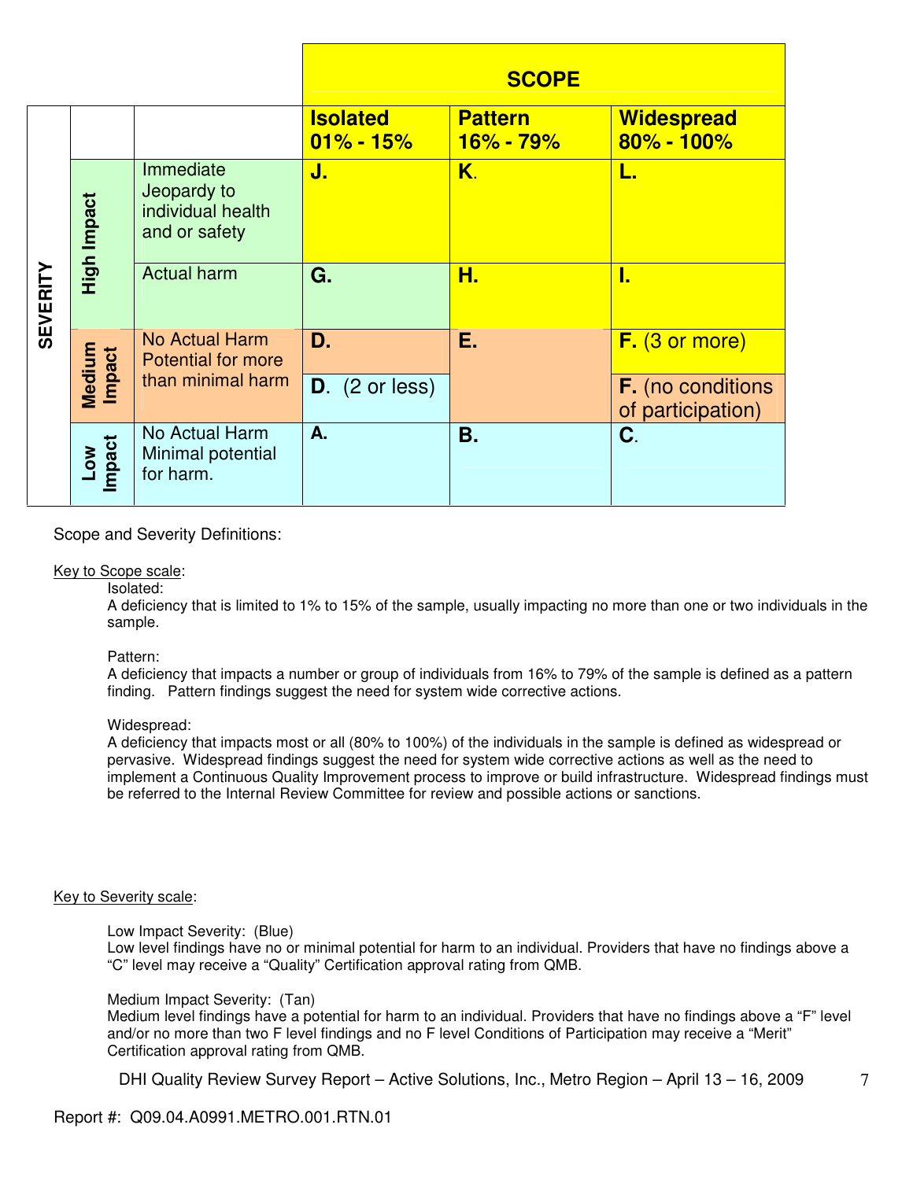| | | | SCOPE | | |
|---|---|---|---|---|---|
| | | | **Isolated 01% - 15%** | **Pattern 16% - 79%** | **Widespread 80% - 100%** |
| SEVERITY | High Impact | Immediate Jeopardy to individual health and or safety | **J.** | **K.** | **L.** |
| | | Actual harm | **G.** | **H.** | **I.** |
| | Medium Impact | No Actual Harm Potential for more than minimal harm | **D.** | **E.** | **F.** (3 or more) |
| | | | **D.** (2 or less) | | **F.** (no conditions of participation) |
| | Low Impact | No Actual Harm Minimal potential for harm. | **A.** | **B.** | **C.** |

Scope and Severity Definitions:

Key to Scope scale:

Isolated:
A deficiency that is limited to 1% to 15% of the sample, usually impacting no more than one or two individuals in the sample.

Pattern:
A deficiency that impacts a number or group of individuals from 16% to 79% of the sample is defined as a pattern finding. Pattern findings suggest the need for system wide corrective actions.

Widespread:
A deficiency that impacts most or all (80% to 100%) of the individuals in the sample is defined as widespread or pervasive. Widespread findings suggest the need for system wide corrective actions as well as the need to implement a Continuous Quality Improvement process to improve or build infrastructure. Widespread findings must be referred to the Internal Review Committee for review and possible actions or sanctions.

Key to Severity scale:

Low Impact Severity: (Blue)
Low level findings have no or minimal potential for harm to an individual. Providers that have no findings above a "C" level may receive a "Quality" Certification approval rating from QMB.

Medium Impact Severity: (Tan)
Medium level findings have a potential for harm to an individual. Providers that have no findings above a "F" level and/or no more than two F level findings and no F level Conditions of Participation may receive a "Merit" Certification approval rating from QMB.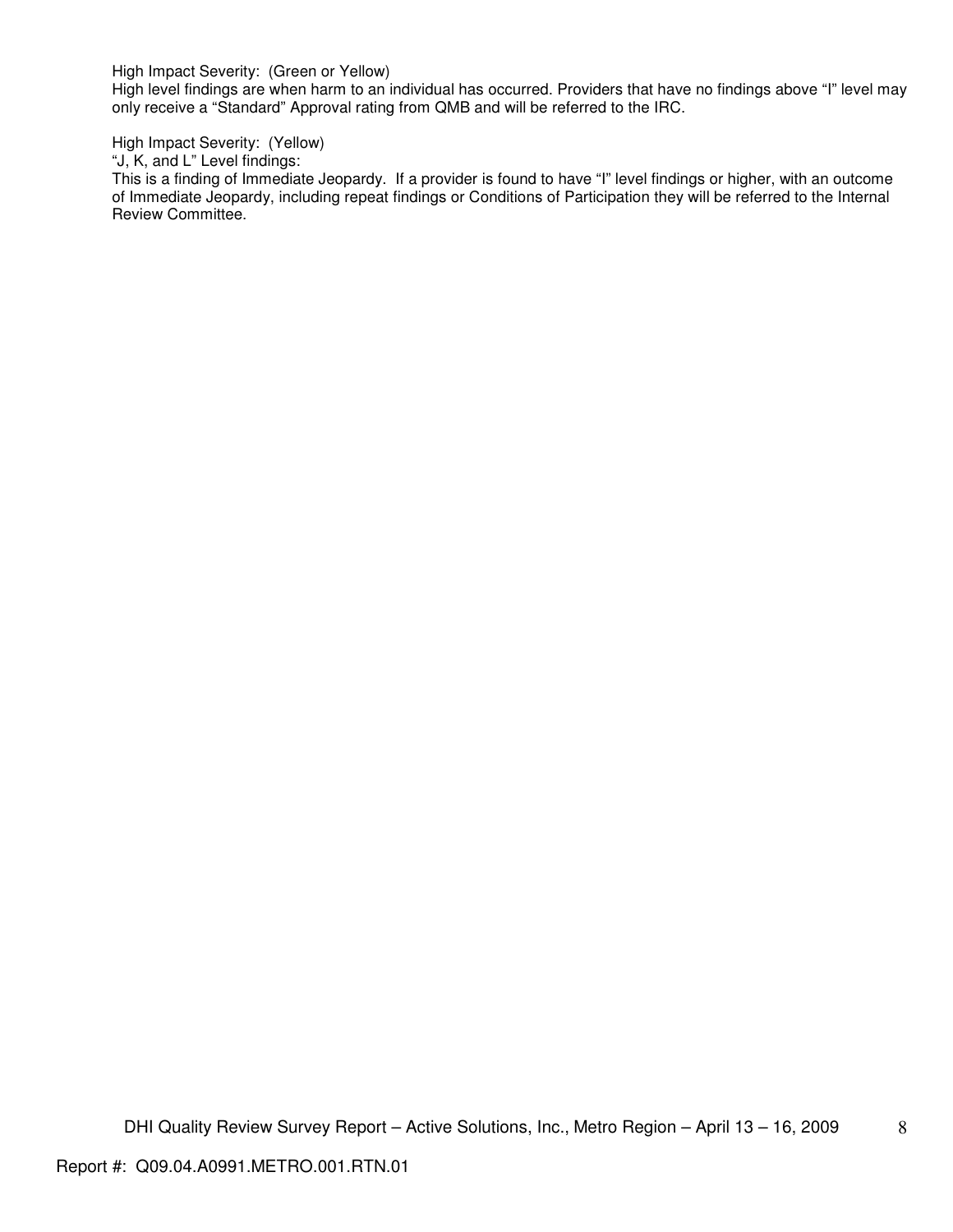High Impact Severity: (Green or Yellow)
High level findings are when harm to an individual has occurred. Providers that have no findings above "I" level may only receive a "Standard" Approval rating from QMB and will be referred to the IRC.

High Impact Severity: (Yellow)
"J, K, and L" Level findings:
This is a finding of Immediate Jeopardy. If a provider is found to have "I" level findings or higher, with an outcome of Immediate Jeopardy, including repeat findings or Conditions of Participation they will be referred to the Internal Review Committee.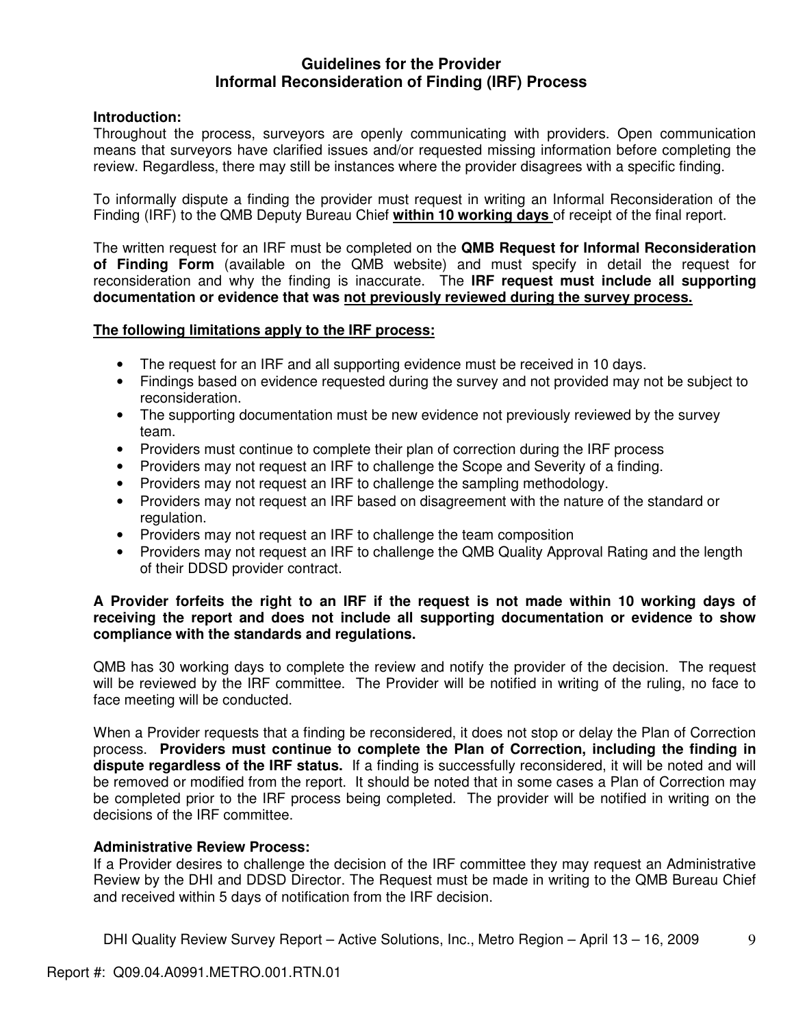# Guidelines for the Provider
## Informal Reconsideration of Finding (IRF) Process

**Introduction:**
Throughout the process, surveyors are openly communicating with providers. Open communication means that surveyors have clarified issues and/or requested missing information before completing the review. Regardless, there may still be instances where the provider disagrees with a specific finding.

To informally dispute a finding the provider must request in writing an Informal Reconsideration of the Finding (IRF) to the QMB Deputy Bureau Chief **within 10 working days** of receipt of the final report.

The written request for an IRF must be completed on the **QMB Request for Informal Reconsideration of Finding Form** (available on the QMB website) and must specify in detail the request for reconsideration and why the finding is inaccurate. The **IRF request must include all supporting documentation or evidence that was not previously reviewed during the survey process.**

**The following limitations apply to the IRF process:**

- The request for an IRF and all supporting evidence must be received in 10 days.
- Findings based on evidence requested during the survey and not provided may not be subject to reconsideration.
- The supporting documentation must be new evidence not previously reviewed by the survey team.
- Providers must continue to complete their plan of correction during the IRF process
- Providers may not request an IRF to challenge the Scope and Severity of a finding.
- Providers may not request an IRF to challenge the sampling methodology.
- Providers may not request an IRF based on disagreement with the nature of the standard or regulation.
- Providers may not request an IRF to challenge the team composition
- Providers may not request an IRF to challenge the QMB Quality Approval Rating and the length of their DDSD provider contract.

**A Provider forfeits the right to an IRF if the request is not made within 10 working days of receiving the report and does not include all supporting documentation or evidence to show compliance with the standards and regulations.**

QMB has 30 working days to complete the review and notify the provider of the decision. The request will be reviewed by the IRF committee. The Provider will be notified in writing of the ruling, no face to face meeting will be conducted.

When a Provider requests that a finding be reconsidered, it does not stop or delay the Plan of Correction process. **Providers must continue to complete the Plan of Correction, including the finding in dispute regardless of the IRF status.** If a finding is successfully reconsidered, it will be noted and will be removed or modified from the report. It should be noted that in some cases a Plan of Correction may be completed prior to the IRF process being completed. The provider will be notified in writing on the decisions of the IRF committee.

**Administrative Review Process:**
If a Provider desires to challenge the decision of the IRF committee they may request an Administrative Review by the DHI and DDSD Director. The Request must be made in writing to the QMB Bureau Chief and received within 5 days of notification from the IRF decision.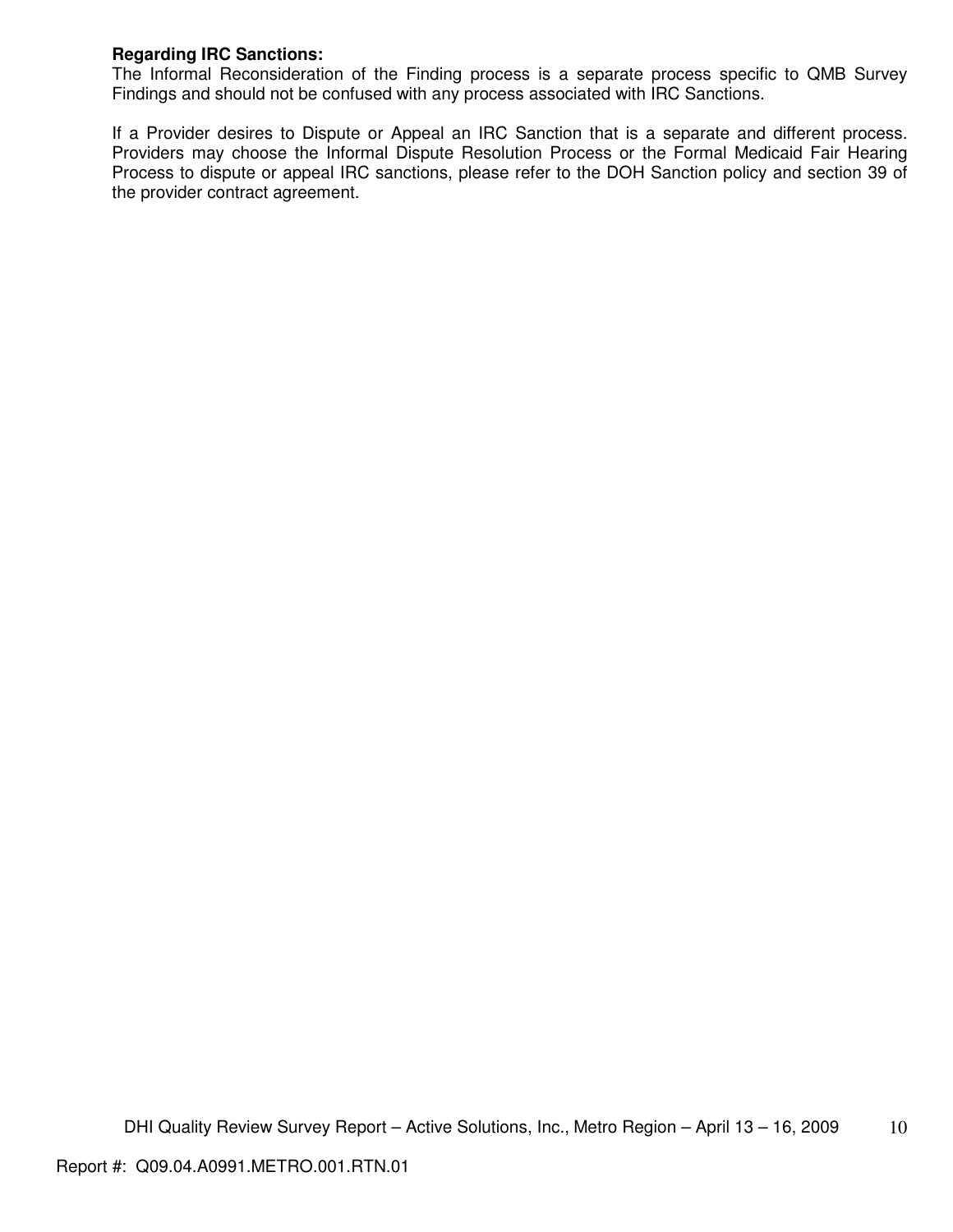**Regarding IRC Sanctions:**
The Informal Reconsideration of the Finding process is a separate process specific to QMB Survey Findings and should not be confused with any process associated with IRC Sanctions.

If a Provider desires to Dispute or Appeal an IRC Sanction that is a separate and different process. Providers may choose the Informal Dispute Resolution Process or the Formal Medicaid Fair Hearing Process to dispute or appeal IRC sanctions, please refer to the DOH Sanction policy and section 39 of the provider contract agreement.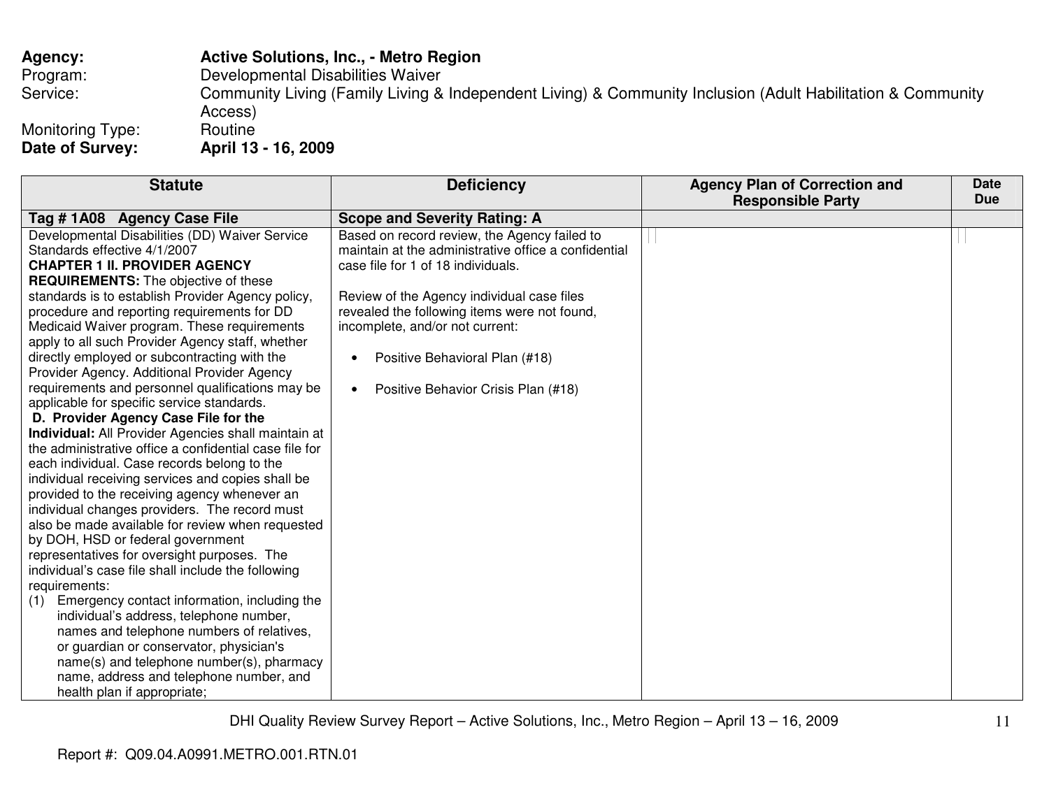**Agency:** **Active Solutions, Inc., - Metro Region**
Program: Developmental Disabilities Waiver
Service: Community Living (Family Living & Independent Living) & Community Inclusion (Adult Habilitation & Community Access)
Monitoring Type: Routine
**Date of Survey:** **April 13 - 16, 2009**

| Statute | Deficiency | Agency Plan of Correction and Responsible Party | Date Due |
|---|---|---|---|
| **Tag # 1A08 Agency Case File** | **Scope and Severity Rating: A** | | |
| Developmental Disabilities (DD) Waiver Service Standards effective 4/1/2007<br>**CHAPTER 1 II. PROVIDER AGENCY REQUIREMENTS:** The objective of these standards is to establish Provider Agency policy, procedure and reporting requirements for DD Medicaid Waiver program. These requirements apply to all such Provider Agency staff, whether directly employed or subcontracting with the Provider Agency. Additional Provider Agency requirements and personnel qualifications may be applicable for specific service standards.<br>**D. Provider Agency Case File for the Individual:** All Provider Agencies shall maintain at the administrative office a confidential case file for each individual. Case records belong to the individual receiving services and copies shall be provided to the receiving agency whenever an individual changes providers. The record must also be made available for review when requested by DOH, HSD or federal government representatives for oversight purposes. The individual's case file shall include the following requirements:<br>(1) Emergency contact information, including the individual's address, telephone number, names and telephone numbers of relatives, or guardian or conservator, physician's name(s) and telephone number(s), pharmacy name, address and telephone number, and health plan if appropriate; | Based on record review, the Agency failed to maintain at the administrative office a confidential case file for 1 of 18 individuals.<br><br>Review of the Agency individual case files revealed the following items were not found, incomplete, and/or not current:<br><br>• Positive Behavioral Plan (#18)<br><br>• Positive Behavior Crisis Plan (#18) | | |

DHI Quality Review Survey Report – Active Solutions, Inc., Metro Region – April 13 – 16, 2009

Report #: Q09.04.A0991.METRO.001.RTN.01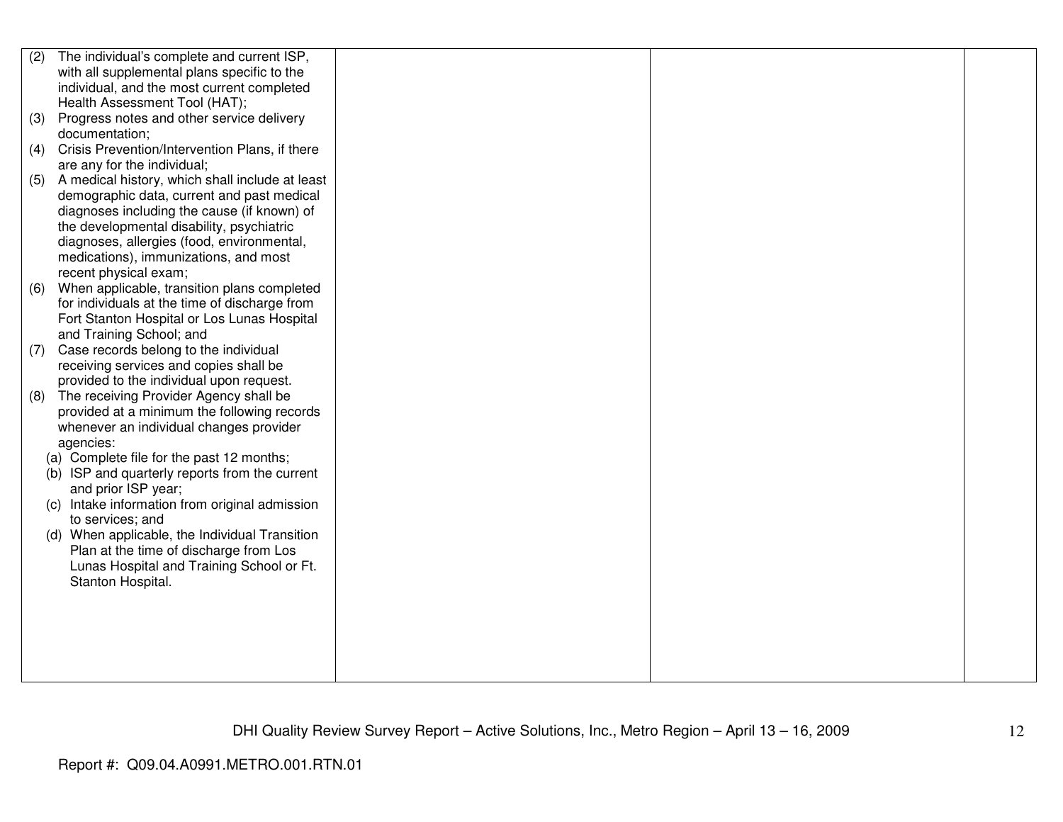| | | | |
|---|---|---|---|
| (2) The individual's complete and current ISP, with all supplemental plans specific to the individual, and the most current completed Health Assessment Tool (HAT);<br>(3) Progress notes and other service delivery documentation;<br>(4) Crisis Prevention/Intervention Plans, if there are any for the individual;<br>(5) A medical history, which shall include at least demographic data, current and past medical diagnoses including the cause (if known) of the developmental disability, psychiatric diagnoses, allergies (food, environmental, medications), immunizations, and most recent physical exam;<br>(6) When applicable, transition plans completed for individuals at the time of discharge from Fort Stanton Hospital or Los Lunas Hospital and Training School; and<br>(7) Case records belong to the individual receiving services and copies shall be provided to the individual upon request.<br>(8) The receiving Provider Agency shall be provided at a minimum the following records whenever an individual changes provider agencies:<br>(a) Complete file for the past 12 months;<br>(b) ISP and quarterly reports from the current and prior ISP year;<br>(c) Intake information from original admission to services; and<br>(d) When applicable, the Individual Transition Plan at the time of discharge from Los Lunas Hospital and Training School or Ft. Stanton Hospital. | | | |

DHI Quality Review Survey Report – Active Solutions, Inc., Metro Region – April 13 – 16, 2009

Report #: Q09.04.A0991.METRO.001.RTN.01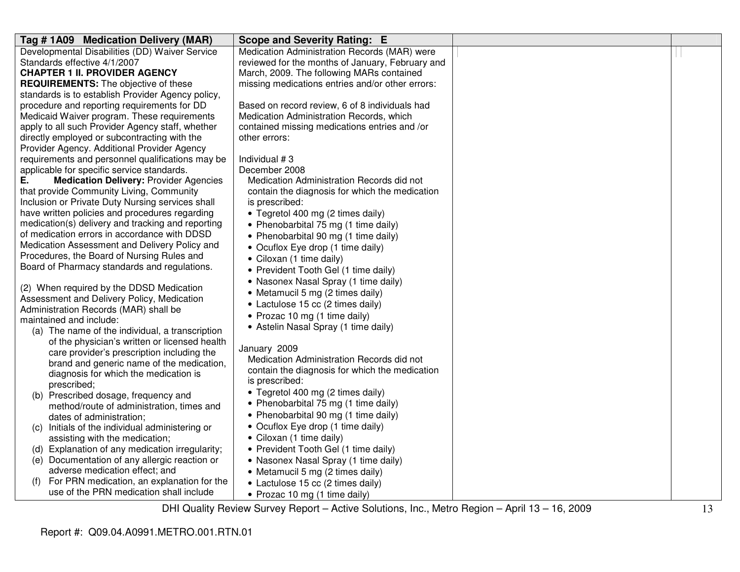| Tag # 1A09 Medication Delivery (MAR) | Scope and Severity Rating: E | | |
|---|---|---|---|
| Developmental Disabilities (DD) Waiver Service Standards effective 4/1/2007<br>**CHAPTER 1 II. PROVIDER AGENCY REQUIREMENTS:** The objective of these standards is to establish Provider Agency policy, procedure and reporting requirements for DD Medicaid Waiver program. These requirements apply to all such Provider Agency staff, whether directly employed or subcontracting with the Provider Agency. Additional Provider Agency requirements and personnel qualifications may be applicable for specific service standards.<br>**E. Medication Delivery:** Provider Agencies that provide Community Living, Community Inclusion or Private Duty Nursing services shall have written policies and procedures regarding medication(s) delivery and tracking and reporting of medication errors in accordance with DDSD Medication Assessment and Delivery Policy and Procedures, the Board of Nursing Rules and Board of Pharmacy standards and regulations.<br><br>(2) When required by the DDSD Medication Assessment and Delivery Policy, Medication Administration Records (MAR) shall be maintained and include:<br>(a) The name of the individual, a transcription of the physician's written or licensed health care provider's prescription including the brand and generic name of the medication, diagnosis for which the medication is prescribed;<br>(b) Prescribed dosage, frequency and method/route of administration, times and dates of administration;<br>(c) Initials of the individual administering or assisting with the medication;<br>(d) Explanation of any medication irregularity;<br>(e) Documentation of any allergic reaction or adverse medication effect; and<br>(f) For PRN medication, an explanation for the use of the PRN medication shall include | Medication Administration Records (MAR) were reviewed for the months of January, February and March, 2009. The following MARs contained missing medications entries and/or other errors:<br><br>Based on record review, 6 of 8 individuals had Medication Administration Records, which contained missing medications entries and /or other errors:<br><br>Individual # 3<br>December 2008<br>Medication Administration Records did not contain the diagnosis for which the medication is prescribed:<br>• Tegretol 400 mg (2 times daily)<br>• Phenobarbital 75 mg (1 time daily)<br>• Phenobarbital 90 mg (1 time daily)<br>• Ocuflox Eye drop (1 time daily)<br>• Ciloxan (1 time daily)<br>• Prevident Tooth Gel (1 time daily)<br>• Nasonex Nasal Spray (1 time daily)<br>• Metamucil 5 mg (2 times daily)<br>• Lactulose 15 cc (2 times daily)<br>• Prozac 10 mg (1 time daily)<br>• Astelin Nasal Spray (1 time daily)<br><br>January 2009<br>Medication Administration Records did not contain the diagnosis for which the medication is prescribed:<br>• Tegretol 400 mg (2 times daily)<br>• Phenobarbital 75 mg (1 time daily)<br>• Phenobarbital 90 mg (1 time daily)<br>• Ocuflox Eye drop (1 time daily)<br>• Ciloxan (1 time daily)<br>• Prevident Tooth Gel (1 time daily)<br>• Nasonex Nasal Spray (1 time daily)<br>• Metamucil 5 mg (2 times daily)<br>• Lactulose 15 cc (2 times daily)<br>• Prozac 10 mg (1 time daily) | | |

DHI Quality Review Survey Report – Active Solutions, Inc., Metro Region – April 13 – 16, 2009

Report #: Q09.04.A0991.METRO.001.RTN.01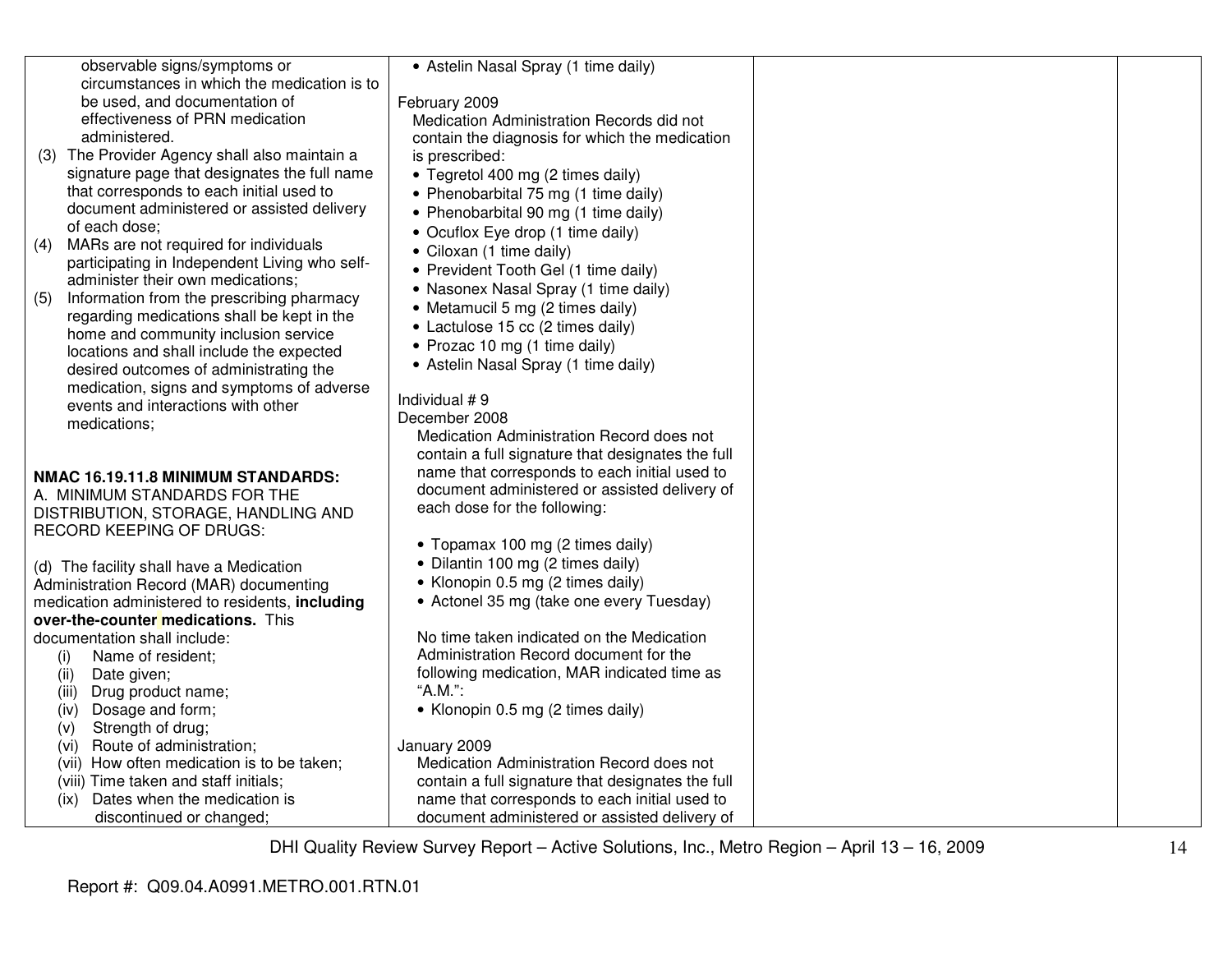| | | | |
|---|---|---|---|
| observable signs/symptoms or circumstances in which the medication is to be used, and documentation of effectiveness of PRN medication administered.<br>(3) The Provider Agency shall also maintain a signature page that designates the full name that corresponds to each initial used to document administered or assisted delivery of each dose;<br>(4) MARs are not required for individuals participating in Independent Living who self-administer their own medications;<br>(5) Information from the prescribing pharmacy regarding medications shall be kept in the home and community inclusion service locations and shall include the expected desired outcomes of administrating the medication, signs and symptoms of adverse events and interactions with other medications;<br><br>**NMAC 16.19.11.8 MINIMUM STANDARDS:**<br>A. MINIMUM STANDARDS FOR THE DISTRIBUTION, STORAGE, HANDLING AND RECORD KEEPING OF DRUGS:<br><br>(d) The facility shall have a Medication Administration Record (MAR) documenting medication administered to residents, **including over-the-counter medications.** This documentation shall include:<br>(i) Name of resident;<br>(ii) Date given;<br>(iii) Drug product name;<br>(iv) Dosage and form;<br>(v) Strength of drug;<br>(vi) Route of administration;<br>(vii) How often medication is to be taken;<br>(viii) Time taken and staff initials;<br>(ix) Dates when the medication is discontinued or changed; | • Astelin Nasal Spray (1 time daily)<br><br>February 2009<br>Medication Administration Records did not contain the diagnosis for which the medication is prescribed:<br>• Tegretol 400 mg (2 times daily)<br>• Phenobarbital 75 mg (1 time daily)<br>• Phenobarbital 90 mg (1 time daily)<br>• Ocuflox Eye drop (1 time daily)<br>• Ciloxan (1 time daily)<br>• Prevident Tooth Gel (1 time daily)<br>• Nasonex Nasal Spray (1 time daily)<br>• Metamucil 5 mg (2 times daily)<br>• Lactulose 15 cc (2 times daily)<br>• Prozac 10 mg (1 time daily)<br>• Astelin Nasal Spray (1 time daily)<br><br>Individual # 9<br>December 2008<br>Medication Administration Record does not contain a full signature that designates the full name that corresponds to each initial used to document administered or assisted delivery of each dose for the following:<br><br>• Topamax 100 mg (2 times daily)<br>• Dilantin 100 mg (2 times daily)<br>• Klonopin 0.5 mg (2 times daily)<br>• Actonel 35 mg (take one every Tuesday)<br><br>No time taken indicated on the Medication Administration Record document for the following medication, MAR indicated time as "A.M.":<br>• Klonopin 0.5 mg (2 times daily)<br><br>January 2009<br>Medication Administration Record does not contain a full signature that designates the full name that corresponds to each initial used to document administered or assisted delivery of | | |

DHI Quality Review Survey Report – Active Solutions, Inc., Metro Region – April 13 – 16, 2009

Report #: Q09.04.A0991.METRO.001.RTN.01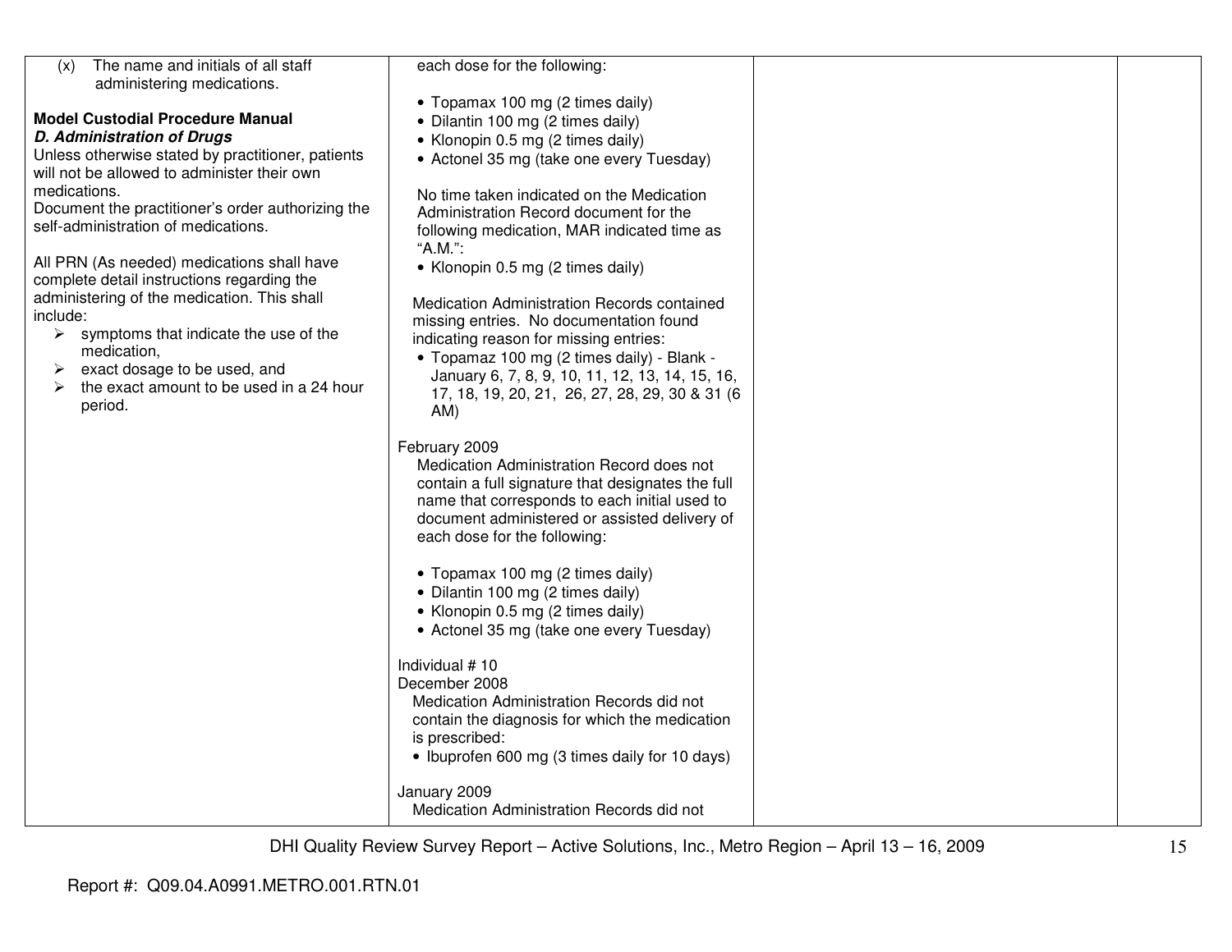| | | | |
|---|---|---|---|
| (x) The name and initials of all staff administering medications.<br><br>**Model Custodial Procedure Manual**<br>***D. Administration of Drugs***<br>Unless otherwise stated by practitioner, patients will not be allowed to administer their own medications.<br>Document the practitioner's order authorizing the self-administration of medications.<br><br>All PRN (As needed) medications shall have complete detail instructions regarding the administering of the medication. This shall include:<br>➢ symptoms that indicate the use of the medication,<br>➢ exact dosage to be used, and<br>➢ the exact amount to be used in a 24 hour period. | each dose for the following:<br><br>• Topamax 100 mg (2 times daily)<br>• Dilantin 100 mg (2 times daily)<br>• Klonopin 0.5 mg (2 times daily)<br>• Actonel 35 mg (take one every Tuesday)<br><br>No time taken indicated on the Medication Administration Record document for the following medication, MAR indicated time as "A.M.":<br>• Klonopin 0.5 mg (2 times daily)<br><br>Medication Administration Records contained missing entries. No documentation found indicating reason for missing entries:<br>• Topamaz 100 mg (2 times daily) - Blank - January 6, 7, 8, 9, 10, 11, 12, 13, 14, 15, 16, 17, 18, 19, 20, 21, 26, 27, 28, 29, 30 & 31 (6 AM)<br><br>February 2009<br>Medication Administration Record does not contain a full signature that designates the full name that corresponds to each initial used to document administered or assisted delivery of each dose for the following:<br><br>• Topamax 100 mg (2 times daily)<br>• Dilantin 100 mg (2 times daily)<br>• Klonopin 0.5 mg (2 times daily)<br>• Actonel 35 mg (take one every Tuesday)<br><br>Individual # 10<br>December 2008<br>Medication Administration Records did not contain the diagnosis for which the medication is prescribed:<br>• Ibuprofen 600 mg (3 times daily for 10 days)<br><br>January 2009<br>Medication Administration Records did not | | |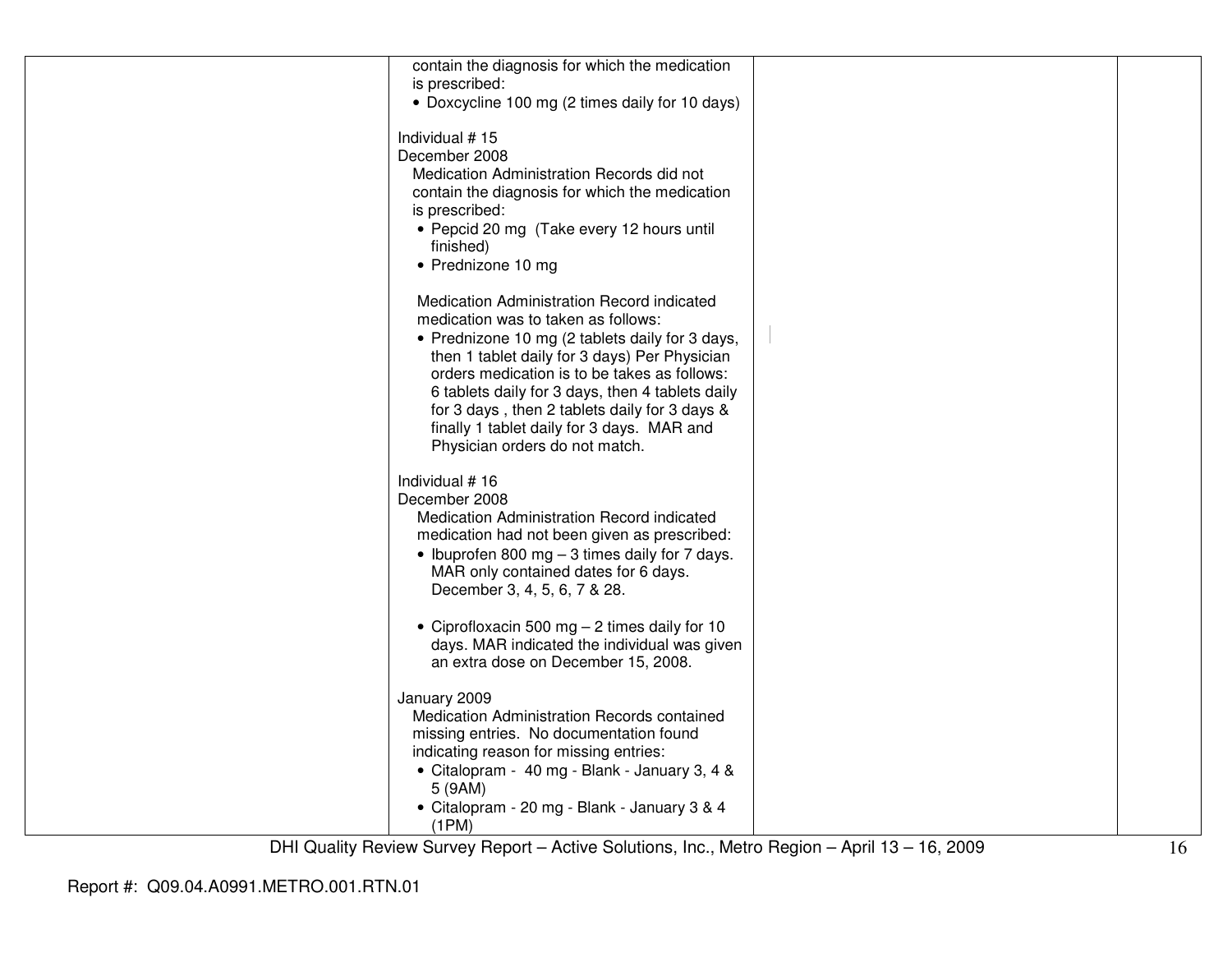| | | | |
|---|---|---|---|
| | contain the diagnosis for which the medication is prescribed:<br>• Doxcycline 100 mg (2 times daily for 10 days)<br><br>Individual # 15<br>December 2008<br>Medication Administration Records did not contain the diagnosis for which the medication is prescribed:<br>• Pepcid 20 mg (Take every 12 hours until finished)<br>• Prednizone 10 mg<br><br>Medication Administration Record indicated medication was to taken as follows:<br>• Prednizone 10 mg (2 tablets daily for 3 days, then 1 tablet daily for 3 days) Per Physician orders medication is to be takes as follows: 6 tablets daily for 3 days, then 4 tablets daily for 3 days , then 2 tablets daily for 3 days & finally 1 tablet daily for 3 days. MAR and Physician orders do not match.<br><br>Individual # 16<br>December 2008<br>Medication Administration Record indicated medication had not been given as prescribed:<br>• Ibuprofen 800 mg – 3 times daily for 7 days. MAR only contained dates for 6 days. December 3, 4, 5, 6, 7 & 28.<br><br>• Ciprofloxacin 500 mg – 2 times daily for 10 days. MAR indicated the individual was given an extra dose on December 15, 2008.<br><br>January 2009<br>Medication Administration Records contained missing entries. No documentation found indicating reason for missing entries:<br>• Citalopram - 40 mg - Blank - January 3, 4 & 5 (9AM)<br>• Citalopram - 20 mg - Blank - January 3 & 4 (1PM) | | |

DHI Quality Review Survey Report – Active Solutions, Inc., Metro Region – April 13 – 16, 2009

Report #: Q09.04.A0991.METRO.001.RTN.01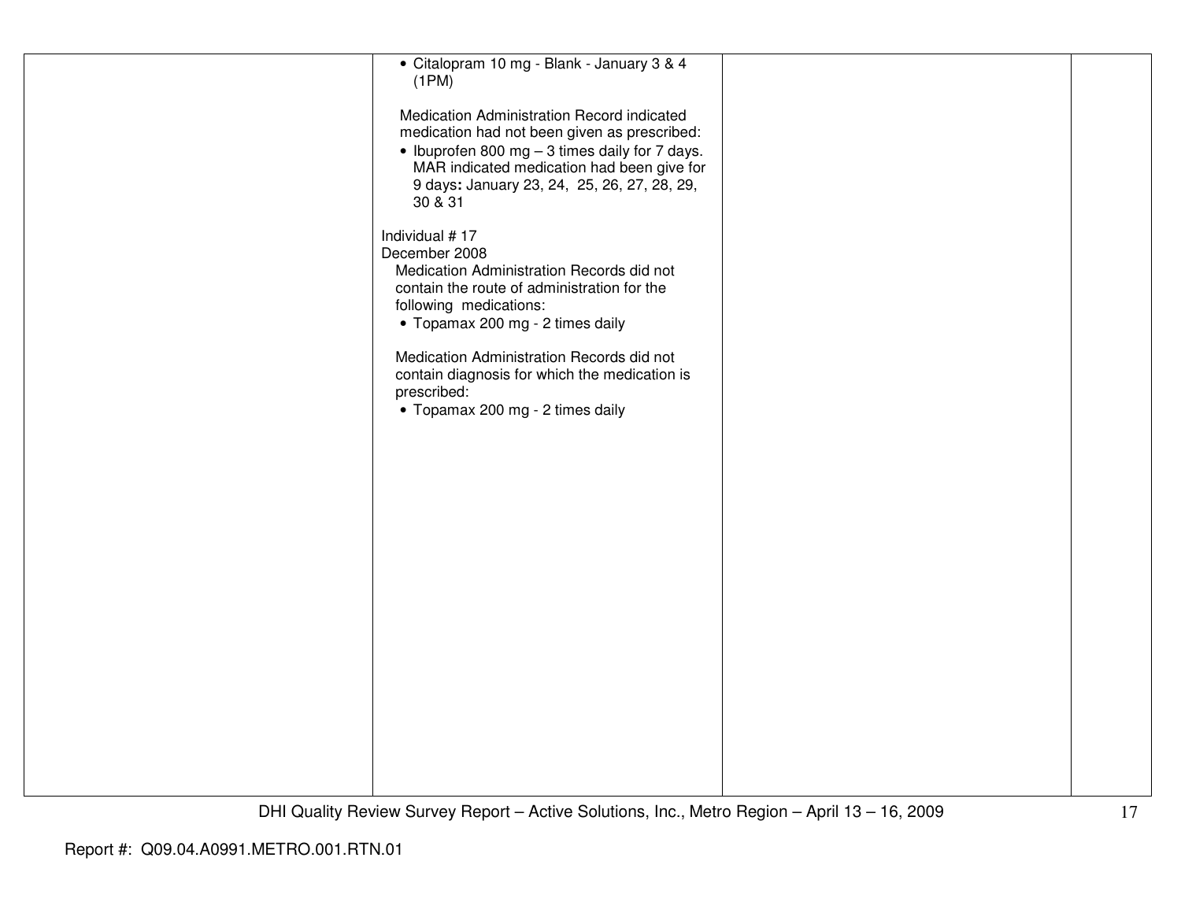| | | | |
|---|---|---|---|
| | • Citalopram 10 mg - Blank - January 3 & 4 (1PM)<br><br>Medication Administration Record indicated medication had not been given as prescribed:<br>• Ibuprofen 800 mg – 3 times daily for 7 days. MAR indicated medication had been give for 9 days**:** January 23, 24, 25, 26, 27, 28, 29, 30 & 31<br><br>Individual # 17<br>December 2008<br>Medication Administration Records did not contain the route of administration for the following medications:<br>• Topamax 200 mg - 2 times daily<br><br>Medication Administration Records did not contain diagnosis for which the medication is prescribed:<br>• Topamax 200 mg - 2 times daily | | |

DHI Quality Review Survey Report – Active Solutions, Inc., Metro Region – April 13 – 16, 2009

Report #: Q09.04.A0991.METRO.001.RTN.01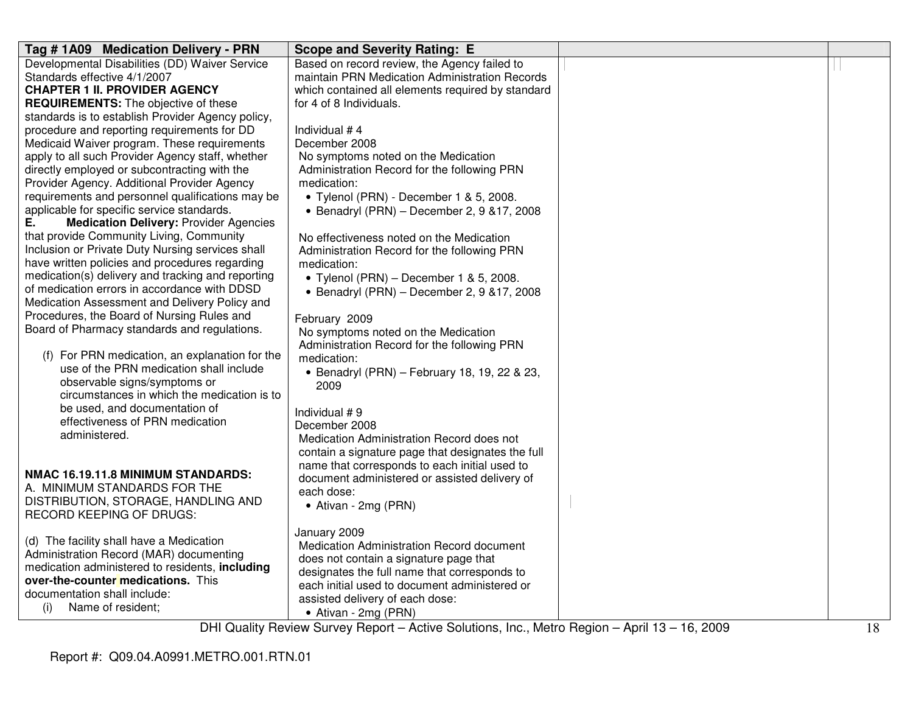| Tag # 1A09 Medication Delivery - PRN | Scope and Severity Rating: E | | |
|---|---|---|---|
| Developmental Disabilities (DD) Waiver Service Standards effective 4/1/2007<br>**CHAPTER 1 II. PROVIDER AGENCY REQUIREMENTS:** The objective of these standards is to establish Provider Agency policy, procedure and reporting requirements for DD Medicaid Waiver program. These requirements apply to all such Provider Agency staff, whether directly employed or subcontracting with the Provider Agency. Additional Provider Agency requirements and personnel qualifications may be applicable for specific service standards.<br>**E. Medication Delivery:** Provider Agencies that provide Community Living, Community Inclusion or Private Duty Nursing services shall have written policies and procedures regarding medication(s) delivery and tracking and reporting of medication errors in accordance with DDSD Medication Assessment and Delivery Policy and Procedures, the Board of Nursing Rules and Board of Pharmacy standards and regulations.<br><br>(f) For PRN medication, an explanation for the use of the PRN medication shall include observable signs/symptoms or circumstances in which the medication is to be used, and documentation of effectiveness of PRN medication administered.<br><br>**NMAC 16.19.11.8 MINIMUM STANDARDS:**<br>A. MINIMUM STANDARDS FOR THE DISTRIBUTION, STORAGE, HANDLING AND RECORD KEEPING OF DRUGS:<br><br>(d) The facility shall have a Medication Administration Record (MAR) documenting medication administered to residents, **including over-the-counter medications.** This documentation shall include:<br>(i) Name of resident; | Based on record review, the Agency failed to maintain PRN Medication Administration Records which contained all elements required by standard for 4 of 8 Individuals.<br><br>Individual # 4<br>December 2008<br>No symptoms noted on the Medication Administration Record for the following PRN medication:<br>• Tylenol (PRN) - December 1 & 5, 2008.<br>• Benadryl (PRN) – December 2, 9 &17, 2008<br><br>No effectiveness noted on the Medication Administration Record for the following PRN medication:<br>• Tylenol (PRN) – December 1 & 5, 2008.<br>• Benadryl (PRN) – December 2, 9 &17, 2008<br><br>February 2009<br>No symptoms noted on the Medication Administration Record for the following PRN medication:<br>• Benadryl (PRN) – February 18, 19, 22 & 23, 2009<br><br>Individual # 9<br>December 2008<br>Medication Administration Record does not contain a signature page that designates the full name that corresponds to each initial used to document administered or assisted delivery of each dose:<br>• Ativan - 2mg (PRN)<br><br>January 2009<br>Medication Administration Record document does not contain a signature page that designates the full name that corresponds to each initial used to document administered or assisted delivery of each dose:<br>• Ativan - 2mg (PRN) | | |

DHI Quality Review Survey Report – Active Solutions, Inc., Metro Region – April 13 – 16, 2009

Report #: Q09.04.A0991.METRO.001.RTN.01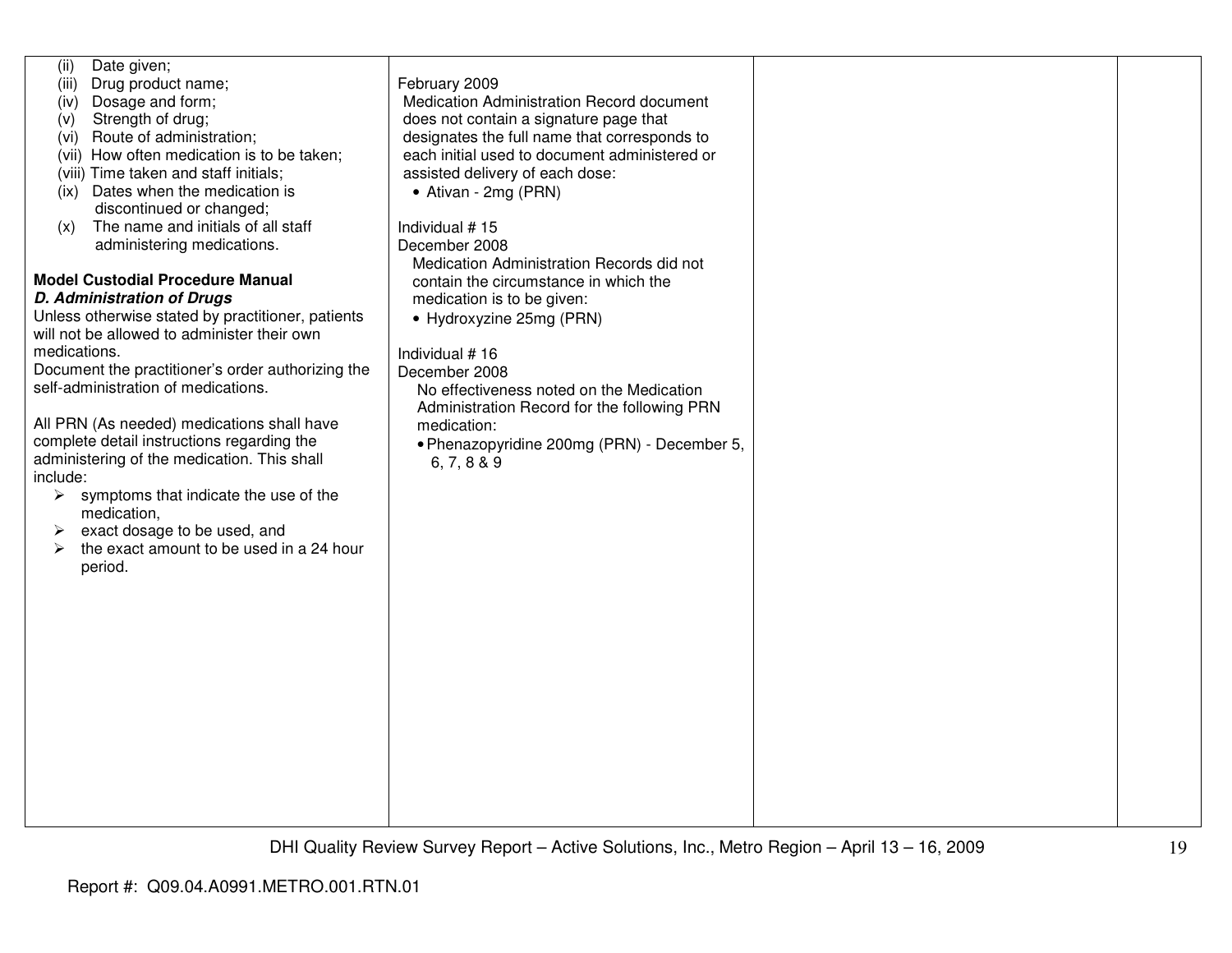| | | | |
|---|---|---|---|
| (ii) Date given;<br>(iii) Drug product name;<br>(iv) Dosage and form;<br>(v) Strength of drug;<br>(vi) Route of administration;<br>(vii) How often medication is to be taken;<br>(viii) Time taken and staff initials;<br>(ix) Dates when the medication is discontinued or changed;<br>(x) The name and initials of all staff administering medications.<br><br>**Model Custodial Procedure Manual**<br>***D. Administration of Drugs***<br>Unless otherwise stated by practitioner, patients will not be allowed to administer their own medications.<br>Document the practitioner's order authorizing the self-administration of medications.<br><br>All PRN (As needed) medications shall have complete detail instructions regarding the administering of the medication. This shall include:<br>➢ symptoms that indicate the use of the medication,<br>➢ exact dosage to be used, and<br>➢ the exact amount to be used in a 24 hour period. | February 2009<br>Medication Administration Record document does not contain a signature page that designates the full name that corresponds to each initial used to document administered or assisted delivery of each dose:<br>• Ativan - 2mg (PRN)<br><br>Individual # 15<br>December 2008<br>Medication Administration Records did not contain the circumstance in which the medication is to be given:<br>• Hydroxyzine 25mg (PRN)<br><br>Individual # 16<br>December 2008<br>No effectiveness noted on the Medication Administration Record for the following PRN medication:<br>• Phenazopyridine 200mg (PRN) - December 5, 6, 7, 8 & 9 | | |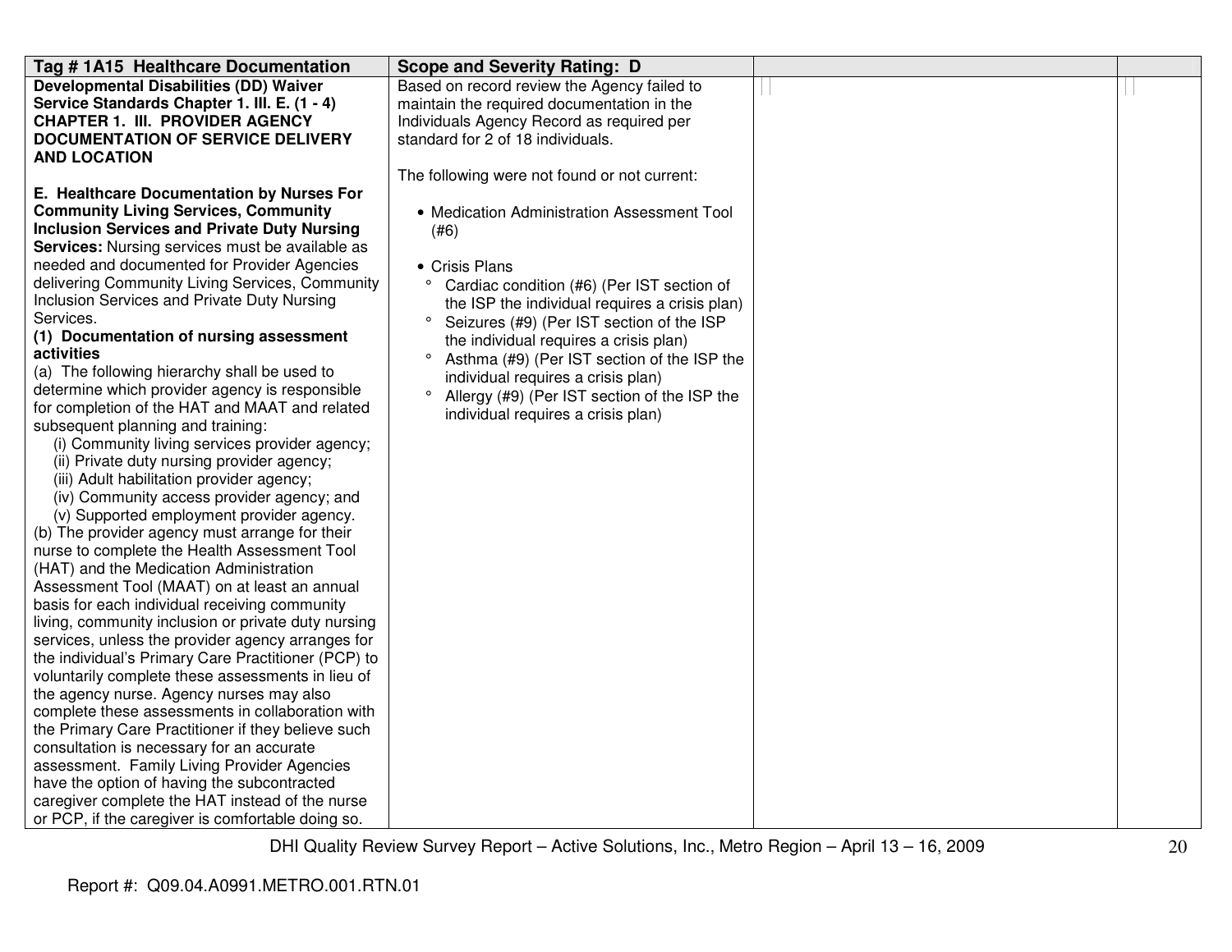| Tag # 1A15 Healthcare Documentation | Scope and Severity Rating: D | | |
|---|---|---|---|
| **Developmental Disabilities (DD) Waiver Service Standards Chapter 1. III. E. (1 - 4) CHAPTER 1. III. PROVIDER AGENCY DOCUMENTATION OF SERVICE DELIVERY AND LOCATION**<br><br>**E. Healthcare Documentation by Nurses For Community Living Services, Community Inclusion Services and Private Duty Nursing Services:** Nursing services must be available as needed and documented for Provider Agencies delivering Community Living Services, Community Inclusion Services and Private Duty Nursing Services.<br>**(1) Documentation of nursing assessment activities**<br>(a) The following hierarchy shall be used to determine which provider agency is responsible for completion of the HAT and MAAT and related subsequent planning and training:<br>(i) Community living services provider agency;<br>(ii) Private duty nursing provider agency;<br>(iii) Adult habilitation provider agency;<br>(iv) Community access provider agency; and<br>(v) Supported employment provider agency.<br>(b) The provider agency must arrange for their nurse to complete the Health Assessment Tool (HAT) and the Medication Administration Assessment Tool (MAAT) on at least an annual basis for each individual receiving community living, community inclusion or private duty nursing services, unless the provider agency arranges for the individual's Primary Care Practitioner (PCP) to voluntarily complete these assessments in lieu of the agency nurse. Agency nurses may also complete these assessments in collaboration with the Primary Care Practitioner if they believe such consultation is necessary for an accurate assessment. Family Living Provider Agencies have the option of having the subcontracted caregiver complete the HAT instead of the nurse or PCP, if the caregiver is comfortable doing so. | Based on record review the Agency failed to maintain the required documentation in the Individuals Agency Record as required per standard for 2 of 18 individuals.<br><br>The following were not found or not current:<br><br>• Medication Administration Assessment Tool (#6)<br><br>• Crisis Plans<br>° Cardiac condition (#6) (Per IST section of the ISP the individual requires a crisis plan)<br>° Seizures (#9) (Per IST section of the ISP the individual requires a crisis plan)<br>° Asthma (#9) (Per IST section of the ISP the individual requires a crisis plan)<br>° Allergy (#9) (Per IST section of the ISP the individual requires a crisis plan) | | |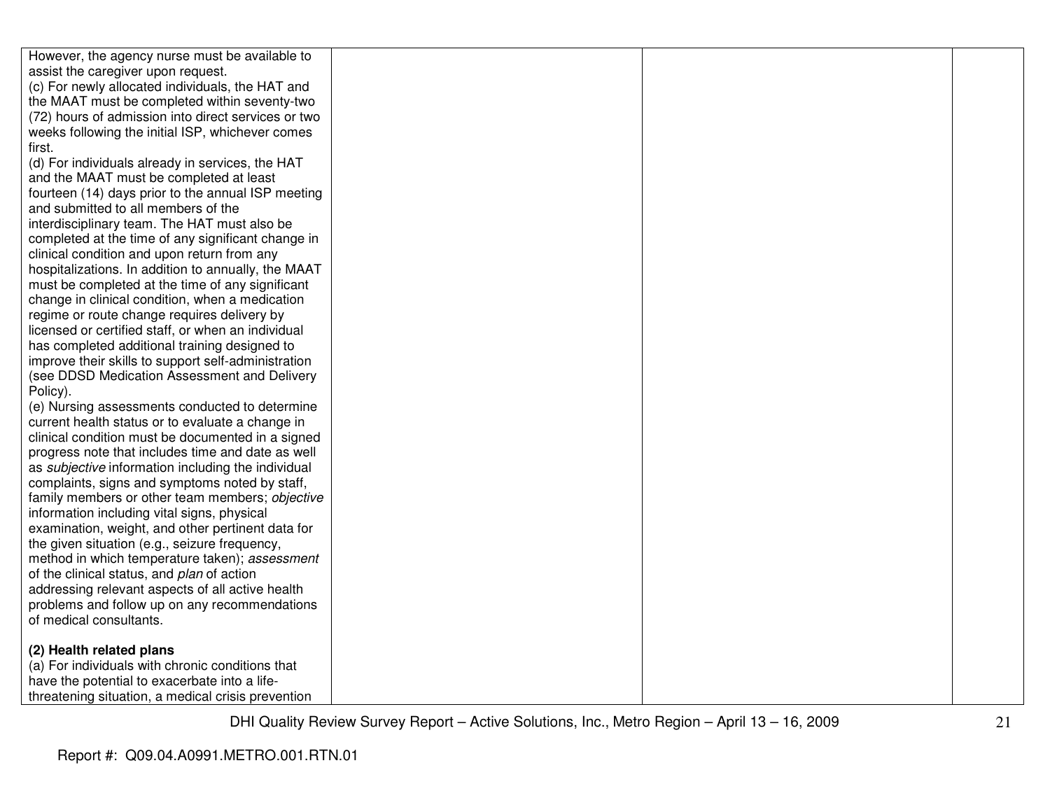| | | | |
|---|---|---|---|
| However, the agency nurse must be available to assist the caregiver upon request.<br>(c) For newly allocated individuals, the HAT and the MAAT must be completed within seventy-two (72) hours of admission into direct services or two weeks following the initial ISP, whichever comes first.<br>(d) For individuals already in services, the HAT and the MAAT must be completed at least fourteen (14) days prior to the annual ISP meeting and submitted to all members of the interdisciplinary team. The HAT must also be completed at the time of any significant change in clinical condition and upon return from any hospitalizations. In addition to annually, the MAAT must be completed at the time of any significant change in clinical condition, when a medication regime or route change requires delivery by licensed or certified staff, or when an individual has completed additional training designed to improve their skills to support self-administration (see DDSD Medication Assessment and Delivery Policy).<br>(e) Nursing assessments conducted to determine current health status or to evaluate a change in clinical condition must be documented in a signed progress note that includes time and date as well as *subjective* information including the individual complaints, signs and symptoms noted by staff, family members or other team members; *objective* information including vital signs, physical examination, weight, and other pertinent data for the given situation (e.g., seizure frequency, method in which temperature taken); *assessment* of the clinical status, and *plan* of action addressing relevant aspects of all active health problems and follow up on any recommendations of medical consultants.<br><br>**(2) Health related plans**<br>(a) For individuals with chronic conditions that have the potential to exacerbate into a life-threatening situation, a medical crisis prevention | | | |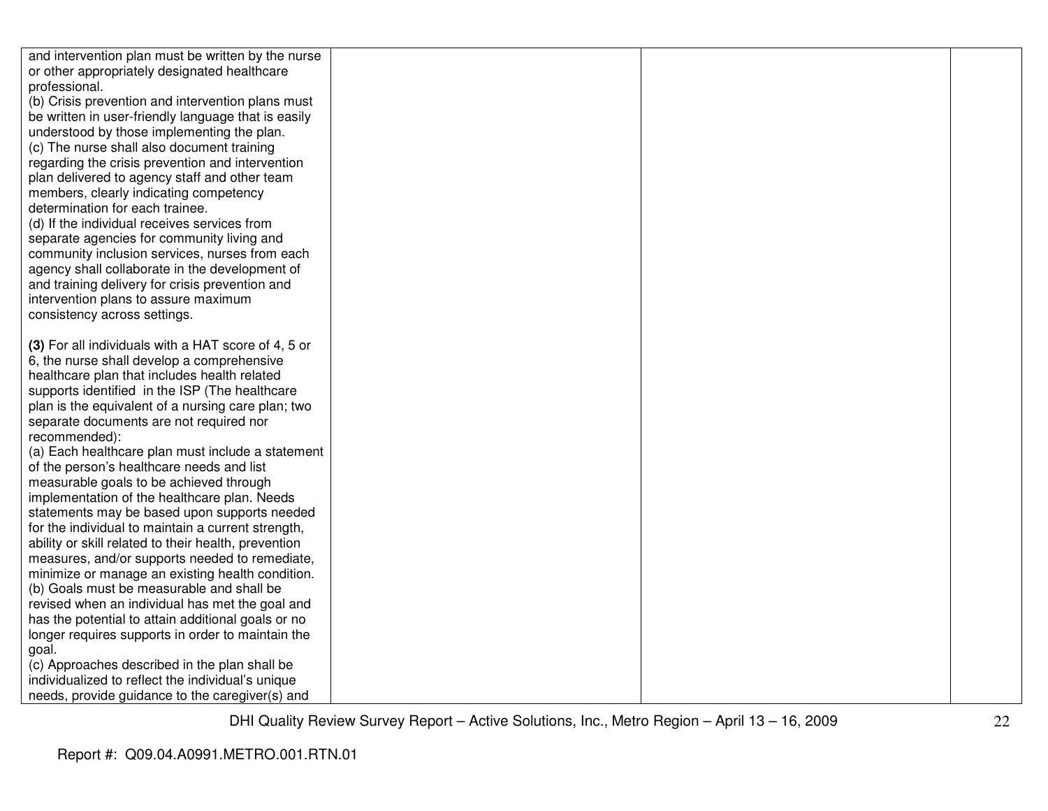| | | | |
|---|---|---|---|
| and intervention plan must be written by the nurse or other appropriately designated healthcare professional.<br>(b) Crisis prevention and intervention plans must be written in user-friendly language that is easily understood by those implementing the plan.<br>(c) The nurse shall also document training regarding the crisis prevention and intervention plan delivered to agency staff and other team members, clearly indicating competency determination for each trainee.<br>(d) If the individual receives services from separate agencies for community living and community inclusion services, nurses from each agency shall collaborate in the development of and training delivery for crisis prevention and intervention plans to assure maximum consistency across settings.<br><br>**(3)** For all individuals with a HAT score of 4, 5 or 6, the nurse shall develop a comprehensive healthcare plan that includes health related supports identified in the ISP (The healthcare plan is the equivalent of a nursing care plan; two separate documents are not required nor recommended):<br>(a) Each healthcare plan must include a statement of the person's healthcare needs and list measurable goals to be achieved through implementation of the healthcare plan. Needs statements may be based upon supports needed for the individual to maintain a current strength, ability or skill related to their health, prevention measures, and/or supports needed to remediate, minimize or manage an existing health condition.<br>(b) Goals must be measurable and shall be revised when an individual has met the goal and has the potential to attain additional goals or no longer requires supports in order to maintain the goal.<br>(c) Approaches described in the plan shall be individualized to reflect the individual's unique needs, provide guidance to the caregiver(s) and | | | |

Report #: Q09.04.A0991.METRO.001.RTN.01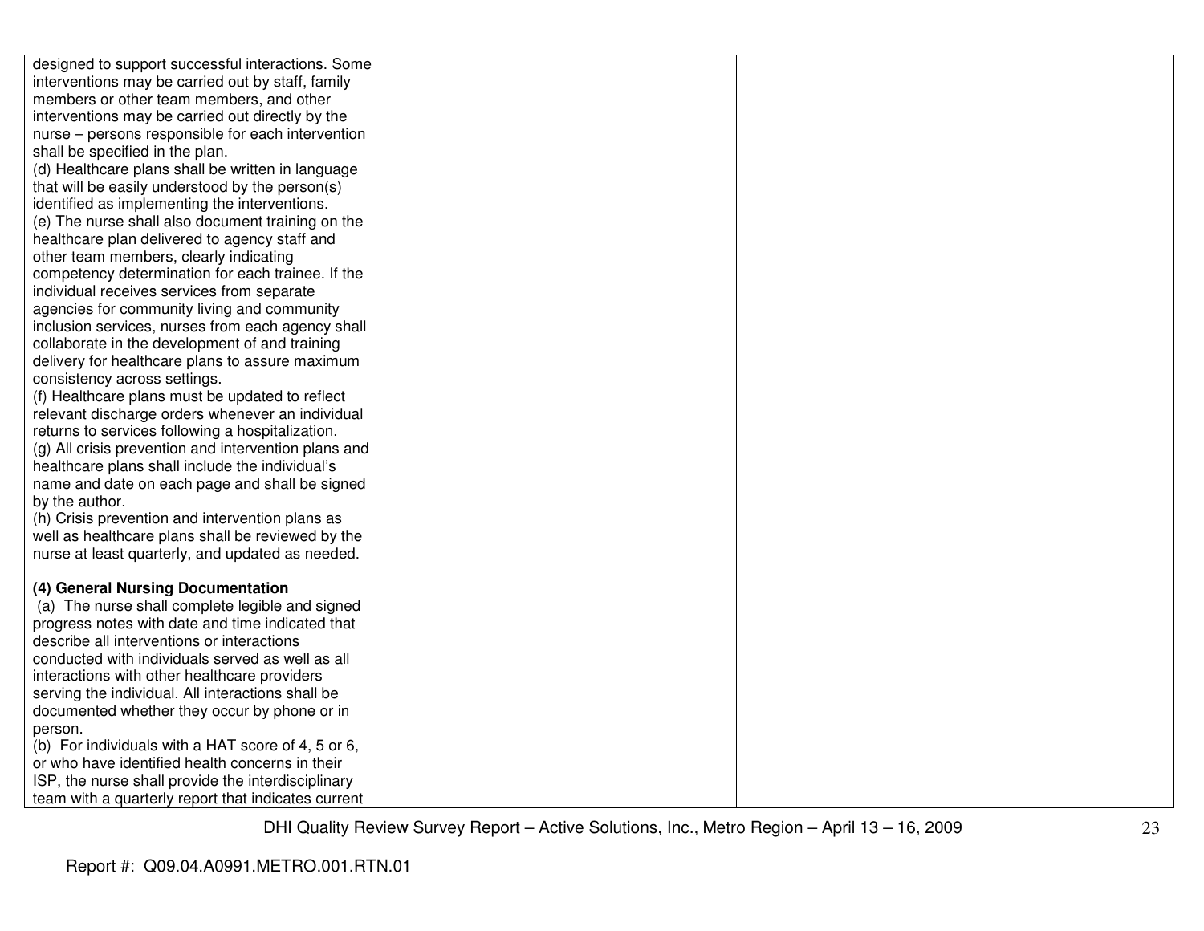| | | | |
|---|---|---|---|
| designed to support successful interactions. Some interventions may be carried out by staff, family members or other team members, and other interventions may be carried out directly by the nurse – persons responsible for each intervention shall be specified in the plan.<br>(d) Healthcare plans shall be written in language that will be easily understood by the person(s) identified as implementing the interventions.<br>(e) The nurse shall also document training on the healthcare plan delivered to agency staff and other team members, clearly indicating competency determination for each trainee. If the individual receives services from separate agencies for community living and community inclusion services, nurses from each agency shall collaborate in the development of and training delivery for healthcare plans to assure maximum consistency across settings.<br>(f) Healthcare plans must be updated to reflect relevant discharge orders whenever an individual returns to services following a hospitalization.<br>(g) All crisis prevention and intervention plans and healthcare plans shall include the individual's name and date on each page and shall be signed by the author.<br>(h) Crisis prevention and intervention plans as well as healthcare plans shall be reviewed by the nurse at least quarterly, and updated as needed.<br><br>**(4) General Nursing Documentation**<br>(a) The nurse shall complete legible and signed progress notes with date and time indicated that describe all interventions or interactions conducted with individuals served as well as all interactions with other healthcare providers serving the individual. All interactions shall be documented whether they occur by phone or in person.<br>(b) For individuals with a HAT score of 4, 5 or 6, or who have identified health concerns in their ISP, the nurse shall provide the interdisciplinary team with a quarterly report that indicates current | | | |

DHI Quality Review Survey Report – Active Solutions, Inc., Metro Region – April 13 – 16, 2009

Report #: Q09.04.A0991.METRO.001.RTN.01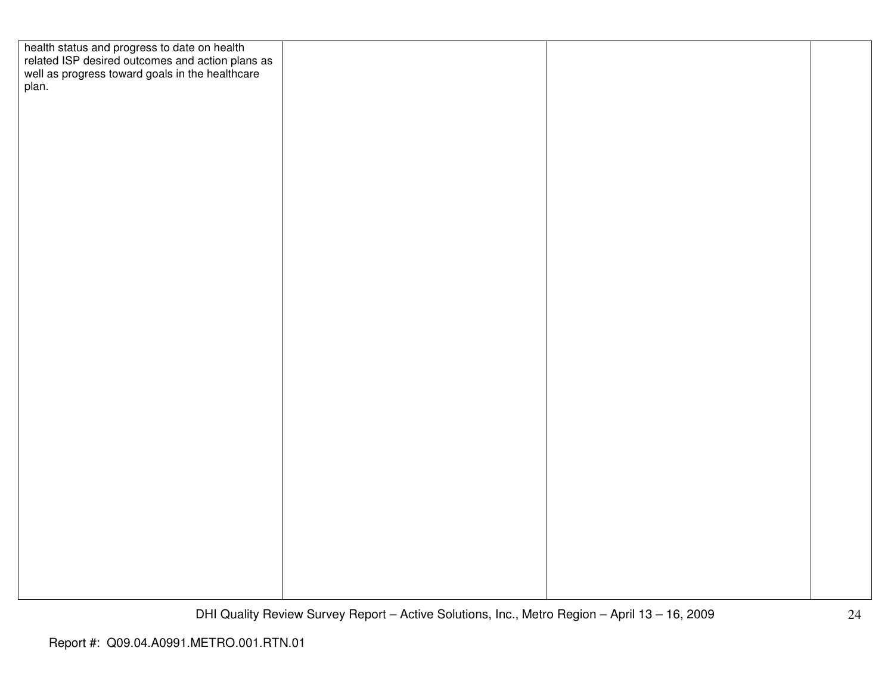| | | | |
|---|---|---|---|
| health status and progress to date on health related ISP desired outcomes and action plans as well as progress toward goals in the healthcare plan. | | | |

Report #: Q09.04.A0991.METRO.001.RTN.01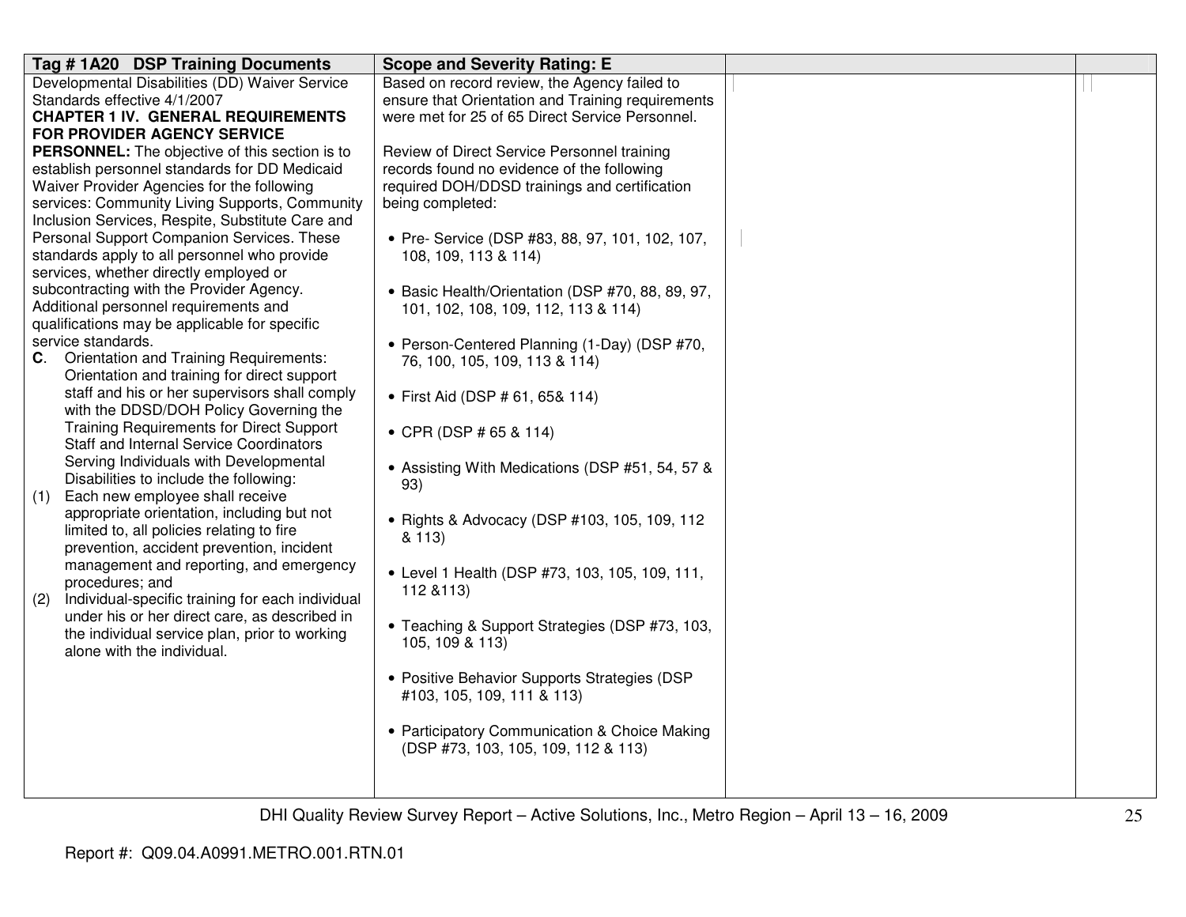| Tag # 1A20 DSP Training Documents | Scope and Severity Rating: E | | |
|---|---|---|---|
| Developmental Disabilities (DD) Waiver Service Standards effective 4/1/2007<br>**CHAPTER 1 IV. GENERAL REQUIREMENTS FOR PROVIDER AGENCY SERVICE PERSONNEL:** The objective of this section is to establish personnel standards for DD Medicaid Waiver Provider Agencies for the following services: Community Living Supports, Community Inclusion Services, Respite, Substitute Care and Personal Support Companion Services. These standards apply to all personnel who provide services, whether directly employed or subcontracting with the Provider Agency. Additional personnel requirements and qualifications may be applicable for specific service standards.<br>**C**. Orientation and Training Requirements: Orientation and training for direct support staff and his or her supervisors shall comply with the DDSD/DOH Policy Governing the Training Requirements for Direct Support Staff and Internal Service Coordinators Serving Individuals with Developmental Disabilities to include the following:<br>(1) Each new employee shall receive appropriate orientation, including but not limited to, all policies relating to fire prevention, accident prevention, incident management and reporting, and emergency procedures; and<br>(2) Individual-specific training for each individual under his or her direct care, as described in the individual service plan, prior to working alone with the individual. | Based on record review, the Agency failed to ensure that Orientation and Training requirements were met for 25 of 65 Direct Service Personnel.<br><br>Review of Direct Service Personnel training records found no evidence of the following required DOH/DDSD trainings and certification being completed:<br><br>• Pre- Service (DSP #83, 88, 97, 101, 102, 107, 108, 109, 113 & 114)<br><br>• Basic Health/Orientation (DSP #70, 88, 89, 97, 101, 102, 108, 109, 112, 113 & 114)<br><br>• Person-Centered Planning (1-Day) (DSP #70, 76, 100, 105, 109, 113 & 114)<br><br>• First Aid (DSP # 61, 65& 114)<br><br>• CPR (DSP # 65 & 114)<br><br>• Assisting With Medications (DSP #51, 54, 57 & 93)<br><br>• Rights & Advocacy (DSP #103, 105, 109, 112 & 113)<br><br>• Level 1 Health (DSP #73, 103, 105, 109, 111, 112 &113)<br><br>• Teaching & Support Strategies (DSP #73, 103, 105, 109 & 113)<br><br>• Positive Behavior Supports Strategies (DSP #103, 105, 109, 111 & 113)<br><br>• Participatory Communication & Choice Making (DSP #73, 103, 105, 109, 112 & 113) | | |

DHI Quality Review Survey Report – Active Solutions, Inc., Metro Region – April 13 – 16, 2009

Report #: Q09.04.A0991.METRO.001.RTN.01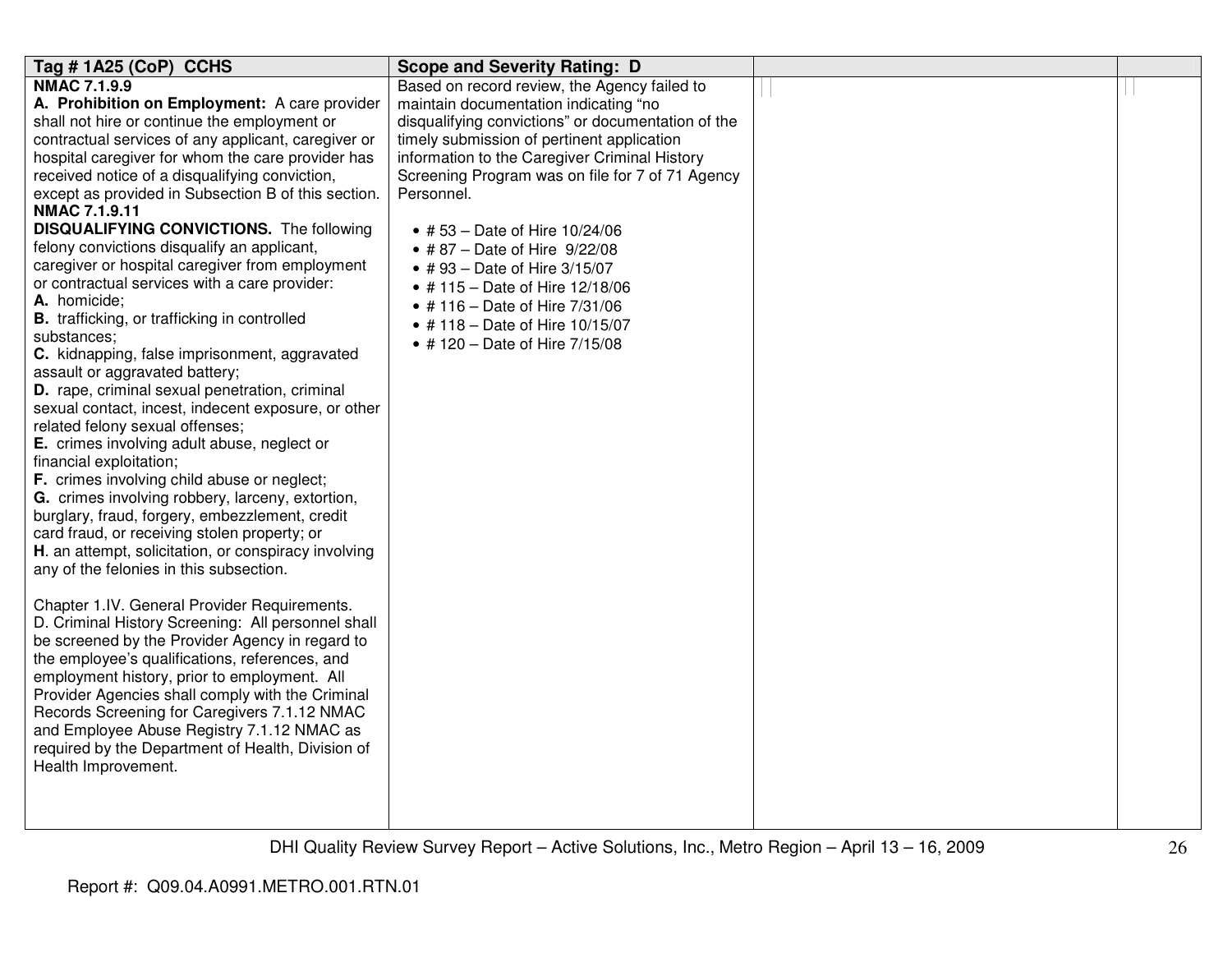| Tag # 1A25 (CoP) CCHS | Scope and Severity Rating: D | | |
|---|---|---|---|
| **NMAC 7.1.9.9**<br>**A. Prohibition on Employment:** A care provider shall not hire or continue the employment or contractual services of any applicant, caregiver or hospital caregiver for whom the care provider has received notice of a disqualifying conviction, except as provided in Subsection B of this section.<br>**NMAC 7.1.9.11**<br>**DISQUALIFYING CONVICTIONS.** The following felony convictions disqualify an applicant, caregiver or hospital caregiver from employment or contractual services with a care provider:<br>**A.** homicide;<br>**B.** trafficking, or trafficking in controlled substances;<br>**C.** kidnapping, false imprisonment, aggravated assault or aggravated battery;<br>**D.** rape, criminal sexual penetration, criminal sexual contact, incest, indecent exposure, or other related felony sexual offenses;<br>**E.** crimes involving adult abuse, neglect or financial exploitation;<br>**F.** crimes involving child abuse or neglect;<br>**G.** crimes involving robbery, larceny, extortion, burglary, fraud, forgery, embezzlement, credit card fraud, or receiving stolen property; or<br>**H**. an attempt, solicitation, or conspiracy involving any of the felonies in this subsection.<br><br>Chapter 1.IV. General Provider Requirements. D. Criminal History Screening: All personnel shall be screened by the Provider Agency in regard to the employee's qualifications, references, and employment history, prior to employment. All Provider Agencies shall comply with the Criminal Records Screening for Caregivers 7.1.12 NMAC and Employee Abuse Registry 7.1.12 NMAC as required by the Department of Health, Division of Health Improvement. | Based on record review, the Agency failed to maintain documentation indicating "no disqualifying convictions" or documentation of the timely submission of pertinent application information to the Caregiver Criminal History Screening Program was on file for 7 of 71 Agency Personnel.<br><br>• # 53 – Date of Hire 10/24/06<br>• # 87 – Date of Hire 9/22/08<br>• # 93 – Date of Hire 3/15/07<br>• # 115 – Date of Hire 12/18/06<br>• # 116 – Date of Hire 7/31/06<br>• # 118 – Date of Hire 10/15/07<br>• # 120 – Date of Hire 7/15/08 | | |

DHI Quality Review Survey Report – Active Solutions, Inc., Metro Region – April 13 – 16, 2009

Report #: Q09.04.A0991.METRO.001.RTN.01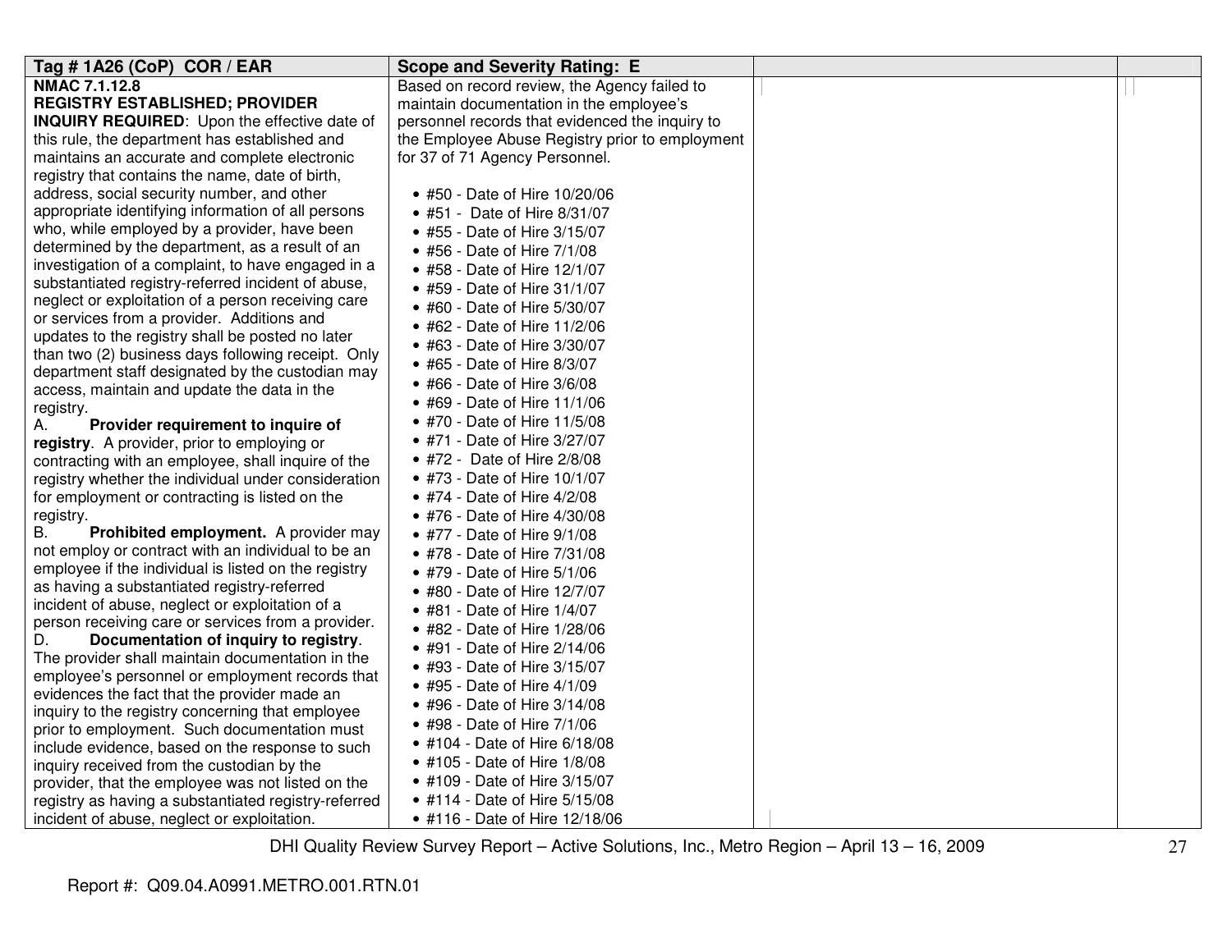| Tag # 1A26 (CoP) COR / EAR | Scope and Severity Rating: E | | |
|---|---|---|---|
| **NMAC 7.1.12.8**<br>**REGISTRY ESTABLISHED; PROVIDER INQUIRY REQUIRED**: Upon the effective date of this rule, the department has established and maintains an accurate and complete electronic registry that contains the name, date of birth, address, social security number, and other appropriate identifying information of all persons who, while employed by a provider, have been determined by the department, as a result of an investigation of a complaint, to have engaged in a substantiated registry-referred incident of abuse, neglect or exploitation of a person receiving care or services from a provider. Additions and updates to the registry shall be posted no later than two (2) business days following receipt. Only department staff designated by the custodian may access, maintain and update the data in the registry.<br>A. **Provider requirement to inquire of registry**. A provider, prior to employing or contracting with an employee, shall inquire of the registry whether the individual under consideration for employment or contracting is listed on the registry.<br>B. **Prohibited employment.** A provider may not employ or contract with an individual to be an employee if the individual is listed on the registry as having a substantiated registry-referred incident of abuse, neglect or exploitation of a person receiving care or services from a provider.<br>D. **Documentation of inquiry to registry**. The provider shall maintain documentation in the employee's personnel or employment records that evidences the fact that the provider made an inquiry to the registry concerning that employee prior to employment. Such documentation must include evidence, based on the response to such inquiry received from the custodian by the provider, that the employee was not listed on the registry as having a substantiated registry-referred incident of abuse, neglect or exploitation. | Based on record review, the Agency failed to maintain documentation in the employee's personnel records that evidenced the inquiry to the Employee Abuse Registry prior to employment for 37 of 71 Agency Personnel.<br><br>• #50 - Date of Hire 10/20/06<br>• #51 - Date of Hire 8/31/07<br>• #55 - Date of Hire 3/15/07<br>• #56 - Date of Hire 7/1/08<br>• #58 - Date of Hire 12/1/07<br>• #59 - Date of Hire 31/1/07<br>• #60 - Date of Hire 5/30/07<br>• #62 - Date of Hire 11/2/06<br>• #63 - Date of Hire 3/30/07<br>• #65 - Date of Hire 8/3/07<br>• #66 - Date of Hire 3/6/08<br>• #69 - Date of Hire 11/1/06<br>• #70 - Date of Hire 11/5/08<br>• #71 - Date of Hire 3/27/07<br>• #72 - Date of Hire 2/8/08<br>• #73 - Date of Hire 10/1/07<br>• #74 - Date of Hire 4/2/08<br>• #76 - Date of Hire 4/30/08<br>• #77 - Date of Hire 9/1/08<br>• #78 - Date of Hire 7/31/08<br>• #79 - Date of Hire 5/1/06<br>• #80 - Date of Hire 12/7/07<br>• #81 - Date of Hire 1/4/07<br>• #82 - Date of Hire 1/28/06<br>• #91 - Date of Hire 2/14/06<br>• #93 - Date of Hire 3/15/07<br>• #95 - Date of Hire 4/1/09<br>• #96 - Date of Hire 3/14/08<br>• #98 - Date of Hire 7/1/06<br>• #104 - Date of Hire 6/18/08<br>• #105 - Date of Hire 1/8/08<br>• #109 - Date of Hire 3/15/07<br>• #114 - Date of Hire 5/15/08<br>• #116 - Date of Hire 12/18/06 | | |

DHI Quality Review Survey Report – Active Solutions, Inc., Metro Region – April 13 – 16, 2009

Report #: Q09.04.A0991.METRO.001.RTN.01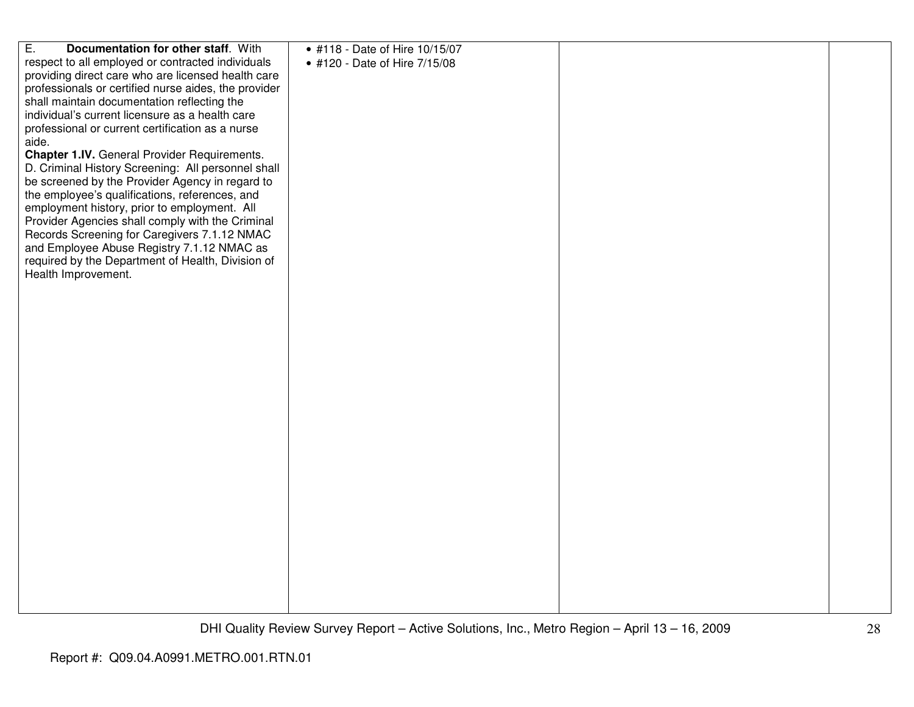| | | | |
|---|---|---|---|
| E. **Documentation for other staff**. With respect to all employed or contracted individuals providing direct care who are licensed health care professionals or certified nurse aides, the provider shall maintain documentation reflecting the individual's current licensure as a health care professional or current certification as a nurse aide.<br>**Chapter 1.IV.** General Provider Requirements. D. Criminal History Screening: All personnel shall be screened by the Provider Agency in regard to the employee's qualifications, references, and employment history, prior to employment. All Provider Agencies shall comply with the Criminal Records Screening for Caregivers 7.1.12 NMAC and Employee Abuse Registry 7.1.12 NMAC as required by the Department of Health, Division of Health Improvement. | • #118 - Date of Hire 10/15/07<br>• #120 - Date of Hire 7/15/08 | | |

DHI Quality Review Survey Report – Active Solutions, Inc., Metro Region – April 13 – 16, 2009

Report #: Q09.04.A0991.METRO.001.RTN.01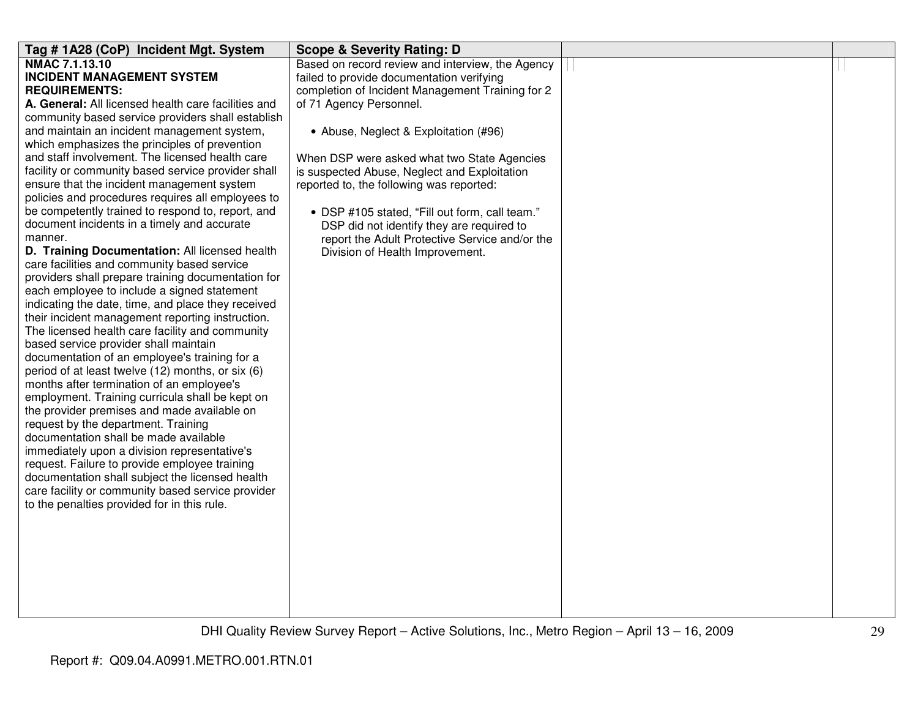| Tag # 1A28 (CoP) Incident Mgt. System | Scope & Severity Rating: D | | |
|---|---|---|---|
| **NMAC 7.1.13.10**<br>**INCIDENT MANAGEMENT SYSTEM REQUIREMENTS:**<br>**A. General:** All licensed health care facilities and community based service providers shall establish and maintain an incident management system, which emphasizes the principles of prevention and staff involvement. The licensed health care facility or community based service provider shall ensure that the incident management system policies and procedures requires all employees to be competently trained to respond to, report, and document incidents in a timely and accurate manner.<br>**D. Training Documentation:** All licensed health care facilities and community based service providers shall prepare training documentation for each employee to include a signed statement indicating the date, time, and place they received their incident management reporting instruction. The licensed health care facility and community based service provider shall maintain documentation of an employee's training for a period of at least twelve (12) months, or six (6) months after termination of an employee's employment. Training curricula shall be kept on the provider premises and made available on request by the department. Training documentation shall be made available immediately upon a division representative's request. Failure to provide employee training documentation shall subject the licensed health care facility or community based service provider to the penalties provided for in this rule. | Based on record review and interview, the Agency failed to provide documentation verifying completion of Incident Management Training for 2 of 71 Agency Personnel.<br><br>• Abuse, Neglect & Exploitation (#96)<br><br>When DSP were asked what two State Agencies is suspected Abuse, Neglect and Exploitation reported to, the following was reported:<br><br>• DSP #105 stated, "Fill out form, call team." DSP did not identify they are required to report the Adult Protective Service and/or the Division of Health Improvement. | | |

DHI Quality Review Survey Report – Active Solutions, Inc., Metro Region – April 13 – 16, 2009

Report #: Q09.04.A0991.METRO.001.RTN.01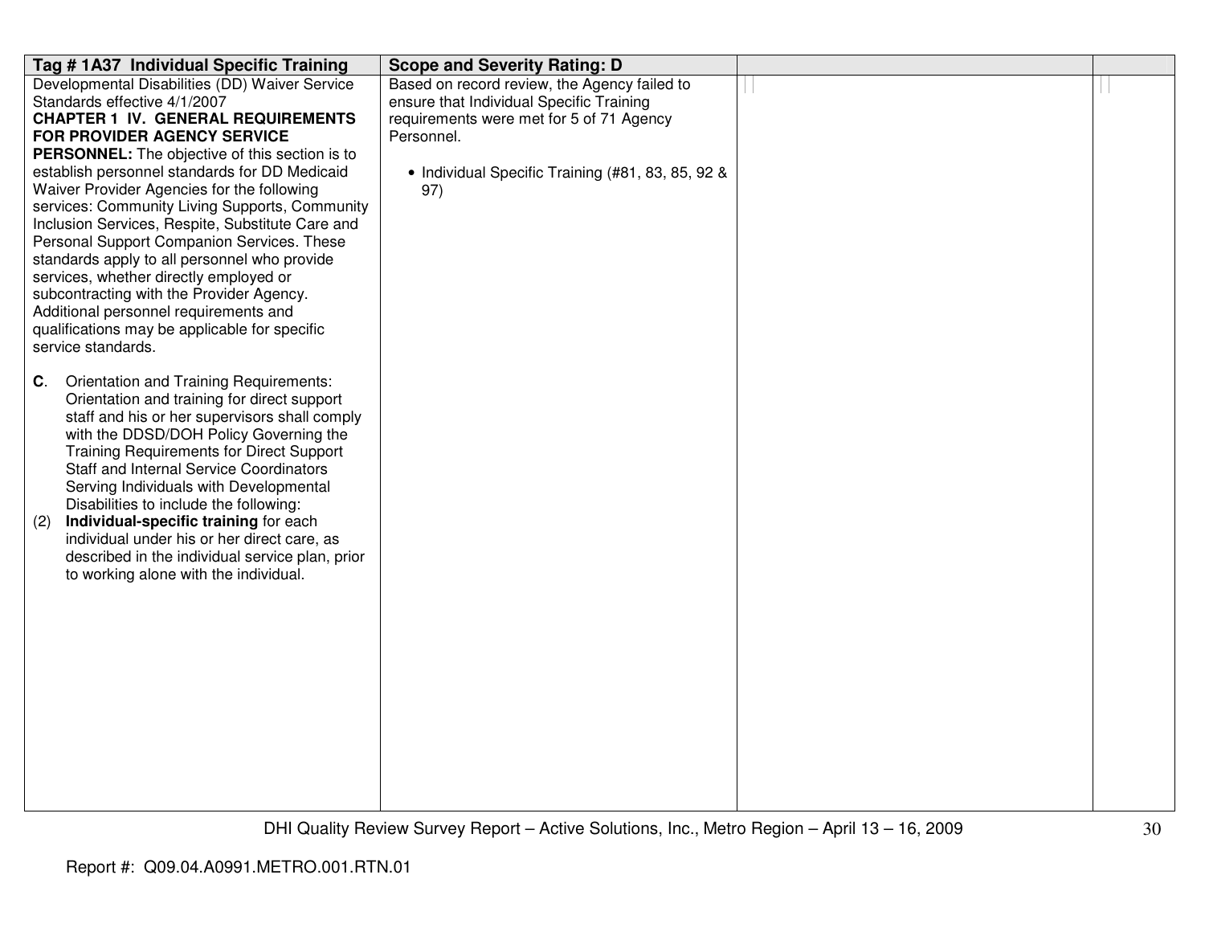| Tag # 1A37 Individual Specific Training | Scope and Severity Rating: D | | |
|---|---|---|---|
| Developmental Disabilities (DD) Waiver Service Standards effective 4/1/2007<br>**CHAPTER 1 IV. GENERAL REQUIREMENTS FOR PROVIDER AGENCY SERVICE PERSONNEL:** The objective of this section is to establish personnel standards for DD Medicaid Waiver Provider Agencies for the following services: Community Living Supports, Community Inclusion Services, Respite, Substitute Care and Personal Support Companion Services. These standards apply to all personnel who provide services, whether directly employed or subcontracting with the Provider Agency. Additional personnel requirements and qualifications may be applicable for specific service standards.<br><br>**C**. Orientation and Training Requirements: Orientation and training for direct support staff and his or her supervisors shall comply with the DDSD/DOH Policy Governing the Training Requirements for Direct Support Staff and Internal Service Coordinators Serving Individuals with Developmental Disabilities to include the following:<br>(2) **Individual-specific training** for each individual under his or her direct care, as described in the individual service plan, prior to working alone with the individual. | Based on record review, the Agency failed to ensure that Individual Specific Training requirements were met for 5 of 71 Agency Personnel.<br><br>• Individual Specific Training (#81, 83, 85, 92 & 97) | | |

Report #: Q09.04.A0991.METRO.001.RTN.01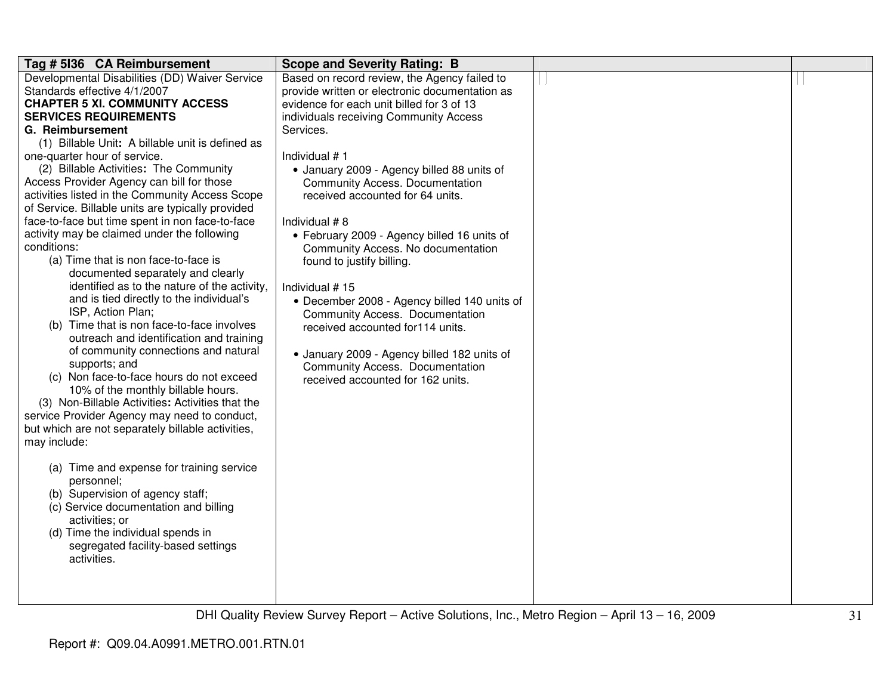| Tag # 5I36 CA Reimbursement | Scope and Severity Rating: B | | |
|---|---|---|---|
| Developmental Disabilities (DD) Waiver Service Standards effective 4/1/2007<br>**CHAPTER 5 XI. COMMUNITY ACCESS SERVICES REQUIREMENTS**<br>**G. Reimbursement**<br>(1) Billable Unit**:** A billable unit is defined as one-quarter hour of service.<br>(2) Billable Activities**:** The Community Access Provider Agency can bill for those activities listed in the Community Access Scope of Service. Billable units are typically provided face-to-face but time spent in non face-to-face activity may be claimed under the following conditions:<br>(a) Time that is non face-to-face is documented separately and clearly identified as to the nature of the activity, and is tied directly to the individual's ISP, Action Plan;<br>(b) Time that is non face-to-face involves outreach and identification and training of community connections and natural supports; and<br>(c) Non face-to-face hours do not exceed 10% of the monthly billable hours.<br>(3) Non-Billable Activities**:** Activities that the service Provider Agency may need to conduct, but which are not separately billable activities, may include:<br>(a) Time and expense for training service personnel;<br>(b) Supervision of agency staff;<br>(c) Service documentation and billing activities; or<br>(d) Time the individual spends in segregated facility-based settings activities. | Based on record review, the Agency failed to provide written or electronic documentation as evidence for each unit billed for 3 of 13 individuals receiving Community Access Services.<br><br>Individual # 1<br>• January 2009 - Agency billed 88 units of Community Access. Documentation received accounted for 64 units.<br><br>Individual # 8<br>• February 2009 - Agency billed 16 units of Community Access. No documentation found to justify billing.<br><br>Individual # 15<br>• December 2008 - Agency billed 140 units of Community Access. Documentation received accounted for114 units.<br><br>• January 2009 - Agency billed 182 units of Community Access. Documentation received accounted for 162 units. | | |

DHI Quality Review Survey Report – Active Solutions, Inc., Metro Region – April 13 – 16, 2009

Report #: Q09.04.A0991.METRO.001.RTN.01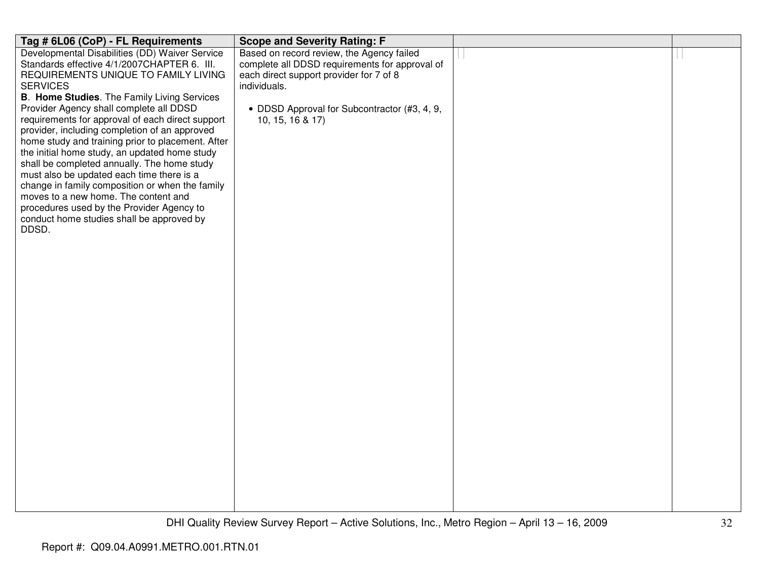| Tag # 6L06 (CoP) - FL Requirements | Scope and Severity Rating: F | | |
|---|---|---|---|
| Developmental Disabilities (DD) Waiver Service Standards effective 4/1/2007CHAPTER 6. III. REQUIREMENTS UNIQUE TO FAMILY LIVING SERVICES<br>**B. Home Studies**. The Family Living Services Provider Agency shall complete all DDSD requirements for approval of each direct support provider, including completion of an approved home study and training prior to placement. After the initial home study, an updated home study shall be completed annually. The home study must also be updated each time there is a change in family composition or when the family moves to a new home. The content and procedures used by the Provider Agency to conduct home studies shall be approved by DDSD. | Based on record review, the Agency failed complete all DDSD requirements for approval of each direct support provider for 7 of 8 individuals.<br><br>• DDSD Approval for Subcontractor (#3, 4, 9, 10, 15, 16 & 17) | | |

Report #: Q09.04.A0991.METRO.001.RTN.01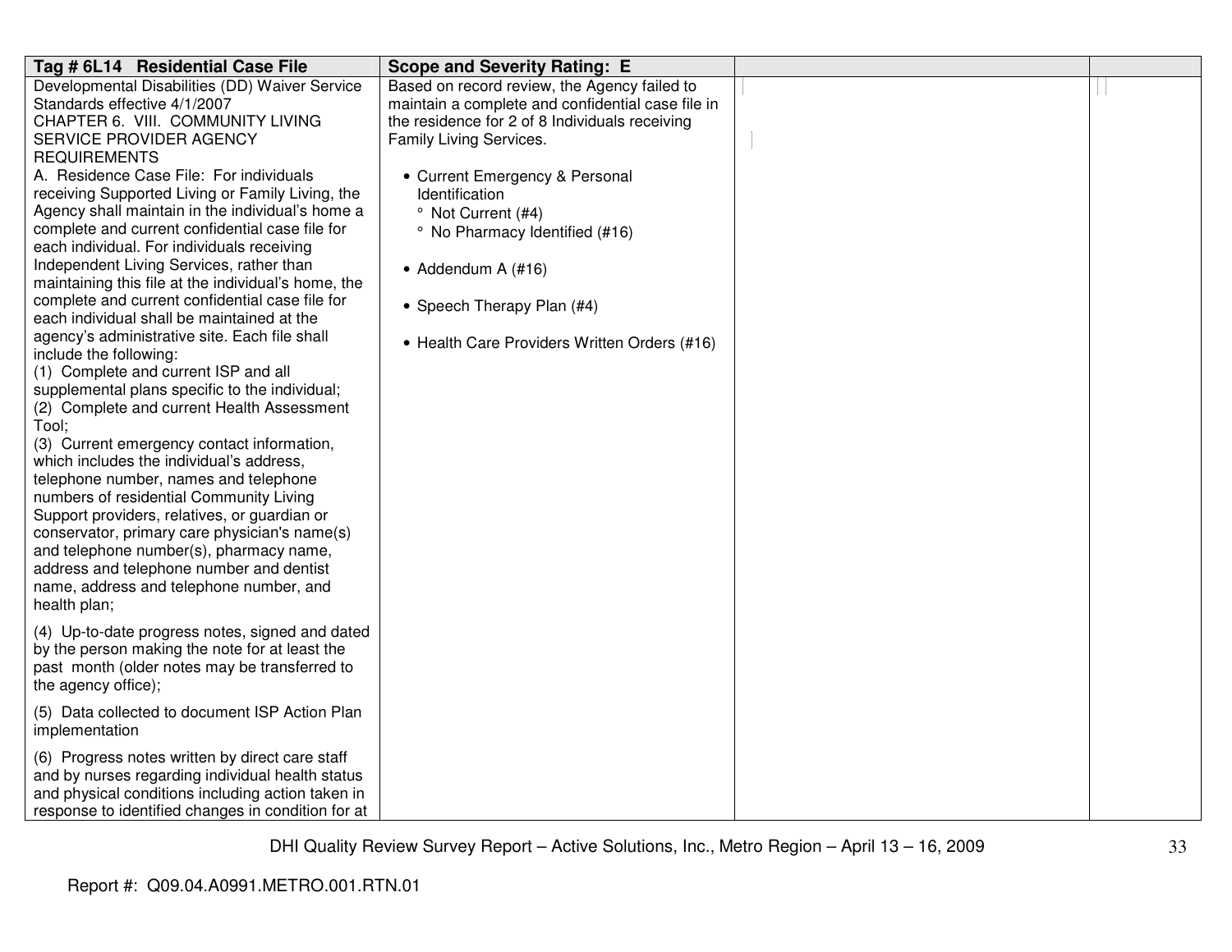| Tag # 6L14 Residential Case File | Scope and Severity Rating: E | | |
|---|---|---|---|
| Developmental Disabilities (DD) Waiver Service Standards effective 4/1/2007<br>CHAPTER 6. VIII. COMMUNITY LIVING SERVICE PROVIDER AGENCY REQUIREMENTS<br>A. Residence Case File: For individuals receiving Supported Living or Family Living, the Agency shall maintain in the individual's home a complete and current confidential case file for each individual. For individuals receiving Independent Living Services, rather than maintaining this file at the individual's home, the complete and current confidential case file for each individual shall be maintained at the agency's administrative site. Each file shall include the following:<br>(1) Complete and current ISP and all supplemental plans specific to the individual;<br>(2) Complete and current Health Assessment Tool;<br>(3) Current emergency contact information, which includes the individual's address, telephone number, names and telephone numbers of residential Community Living Support providers, relatives, or guardian or conservator, primary care physician's name(s) and telephone number(s), pharmacy name, address and telephone number and dentist name, address and telephone number, and health plan;<br>(4) Up-to-date progress notes, signed and dated by the person making the note for at least the past month (older notes may be transferred to the agency office);<br>(5) Data collected to document ISP Action Plan implementation<br>(6) Progress notes written by direct care staff and by nurses regarding individual health status and physical conditions including action taken in response to identified changes in condition for at | Based on record review, the Agency failed to maintain a complete and confidential case file in the residence for 2 of 8 Individuals receiving Family Living Services.<br><br>• Current Emergency & Personal Identification<br>° Not Current (#4)<br>° No Pharmacy Identified (#16)<br><br>• Addendum A (#16)<br><br>• Speech Therapy Plan (#4)<br><br>• Health Care Providers Written Orders (#16) | | |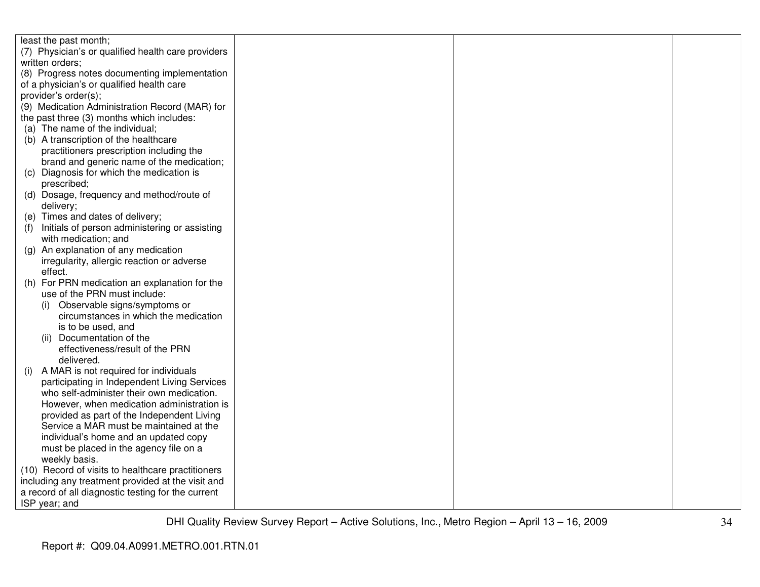| | | | |
|---|---|---|---|
| least the past month;<br>(7) Physician's or qualified health care providers written orders;<br>(8) Progress notes documenting implementation of a physician's or qualified health care provider's order(s);<br>(9) Medication Administration Record (MAR) for the past three (3) months which includes:<br>(a) The name of the individual;<br>(b) A transcription of the healthcare practitioners prescription including the brand and generic name of the medication;<br>(c) Diagnosis for which the medication is prescribed;<br>(d) Dosage, frequency and method/route of delivery;<br>(e) Times and dates of delivery;<br>(f) Initials of person administering or assisting with medication; and<br>(g) An explanation of any medication irregularity, allergic reaction or adverse effect.<br>(h) For PRN medication an explanation for the use of the PRN must include:<br>(i) Observable signs/symptoms or circumstances in which the medication is to be used, and<br>(ii) Documentation of the effectiveness/result of the PRN delivered.<br>(i) A MAR is not required for individuals participating in Independent Living Services who self-administer their own medication. However, when medication administration is provided as part of the Independent Living Service a MAR must be maintained at the individual's home and an updated copy must be placed in the agency file on a weekly basis.<br>(10) Record of visits to healthcare practitioners including any treatment provided at the visit and a record of all diagnostic testing for the current ISP year; and | | | |

Report #: Q09.04.A0991.METRO.001.RTN.01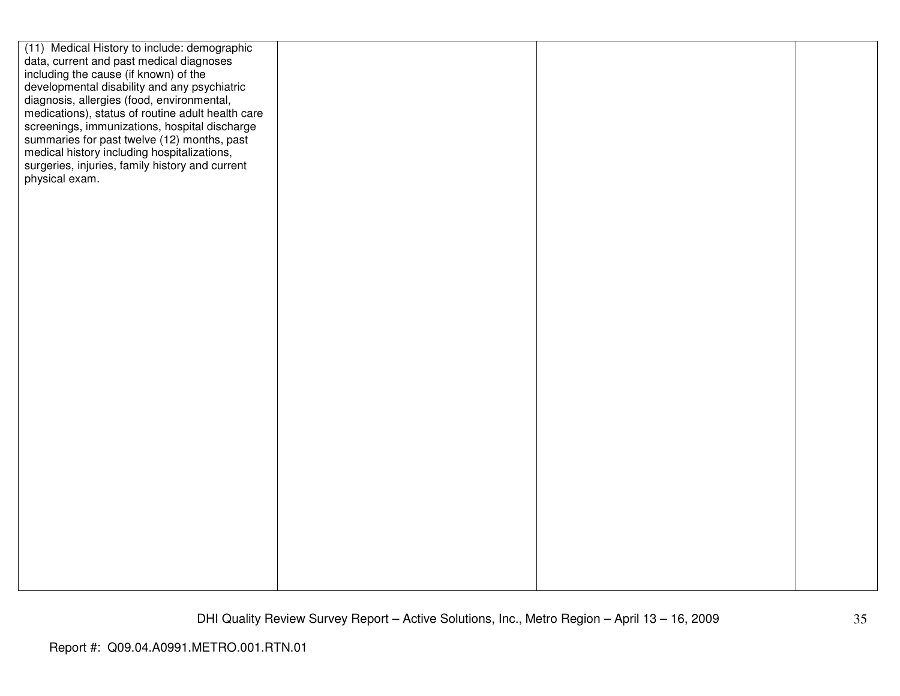| | | | |
|---|---|---|---|
| (11) Medical History to include: demographic data, current and past medical diagnoses including the cause (if known) of the developmental disability and any psychiatric diagnosis, allergies (food, environmental, medications), status of routine adult health care screenings, immunizations, hospital discharge summaries for past twelve (12) months, past medical history including hospitalizations, surgeries, injuries, family history and current physical exam. | | | |